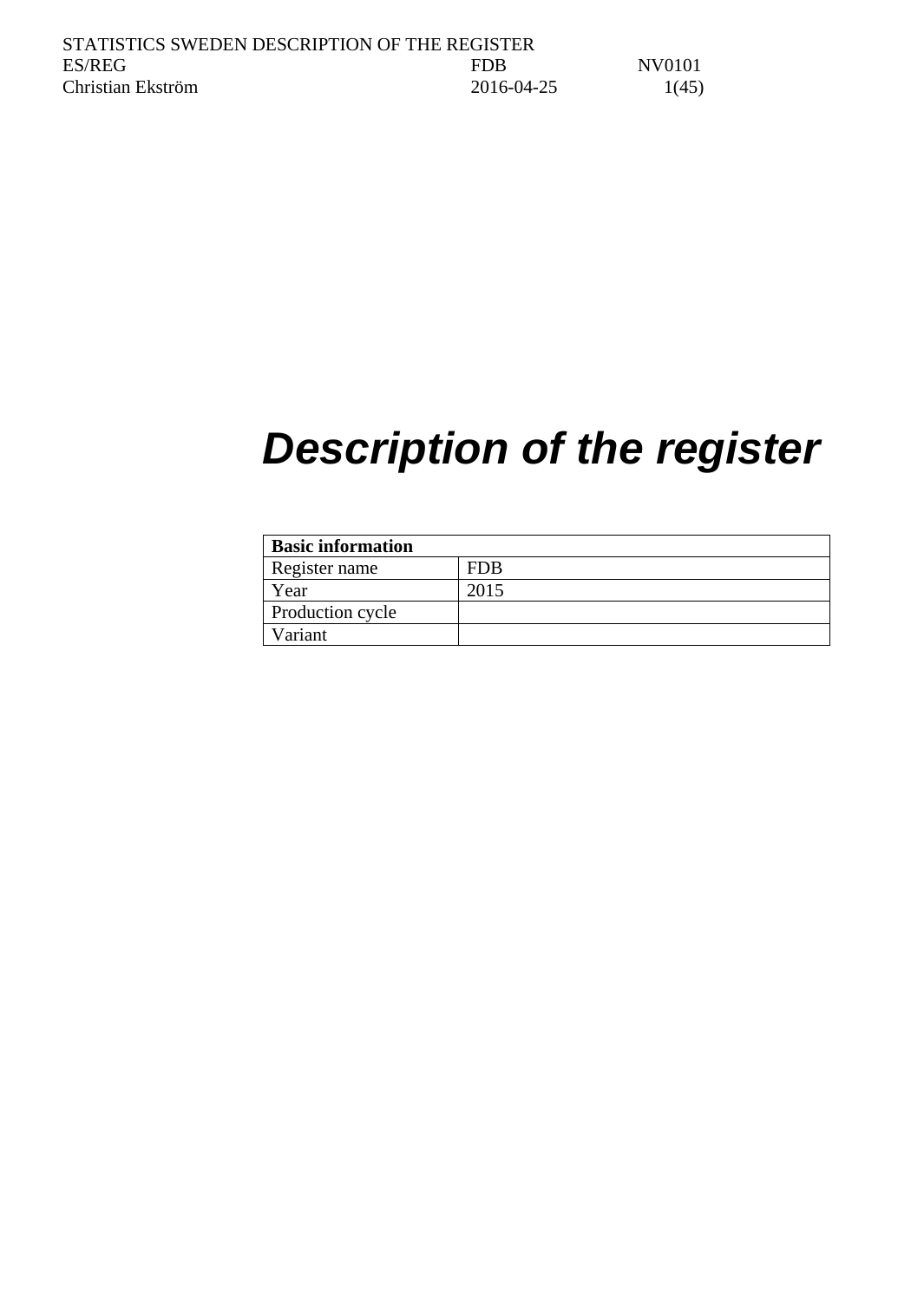# *Description of the register*

| **Basic information** | |
|---|---|
| Register name | FDB |
| Year | 2015 |
| Production cycle | |
| Variant | |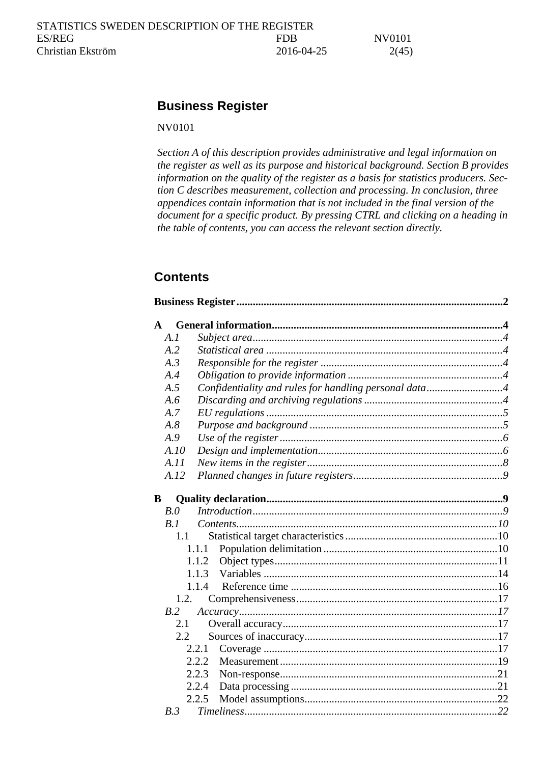# Business Register

NV0101

*Section A of this description provides administrative and legal information on the register as well as its purpose and historical background. Section B provides information on the quality of the register as a basis for statistics producers. Section C describes measurement, collection and processing. In conclusion, three appendices contain information that is not included in the final version of the document for a specific product. By pressing CTRL and clicking on a heading in the table of contents, you can access the relevant section directly.*

## Contents

**Business Register** .......... **2**

**A General information** .......... **4**
- *A.1 Subject area* .......... *4*
- *A.2 Statistical area* .......... *4*
- *A.3 Responsible for the register* .......... *4*
- *A.4 Obligation to provide information* .......... *4*
- *A.5 Confidentiality and rules for handling personal data* .......... *4*
- *A.6 Discarding and archiving regulations* .......... *4*
- *A.7 EU regulations* .......... *5*
- *A.8 Purpose and background* .......... *5*
- *A.9 Use of the register* .......... *6*
- *A.10 Design and implementation* .......... *6*
- *A.11 New items in the register* .......... *8*
- *A.12 Planned changes in future registers* .......... *9*

**B Quality declaration** .......... **9**
- *B.0 Introduction* .......... *9*
- *B.1 Contents* .......... *10*
  - 1.1 Statistical target characteristics .......... 10
    - 1.1.1 Population delimitation .......... 10
    - 1.1.2 Object types .......... 11
    - 1.1.3 Variables .......... 14
    - 1.1.4 Reference time .......... 16
  - 1.2. Comprehensiveness .......... 17
- *B.2 Accuracy* .......... *17*
  - 2.1 Overall accuracy .......... 17
  - 2.2 Sources of inaccuracy .......... 17
    - 2.2.1 Coverage .......... 17
    - 2.2.2 Measurement .......... 19
    - 2.2.3 Non-response .......... 21
    - 2.2.4 Data processing .......... 21
    - 2.2.5 Model assumptions .......... 22
- *B.3 Timeliness* .......... *22*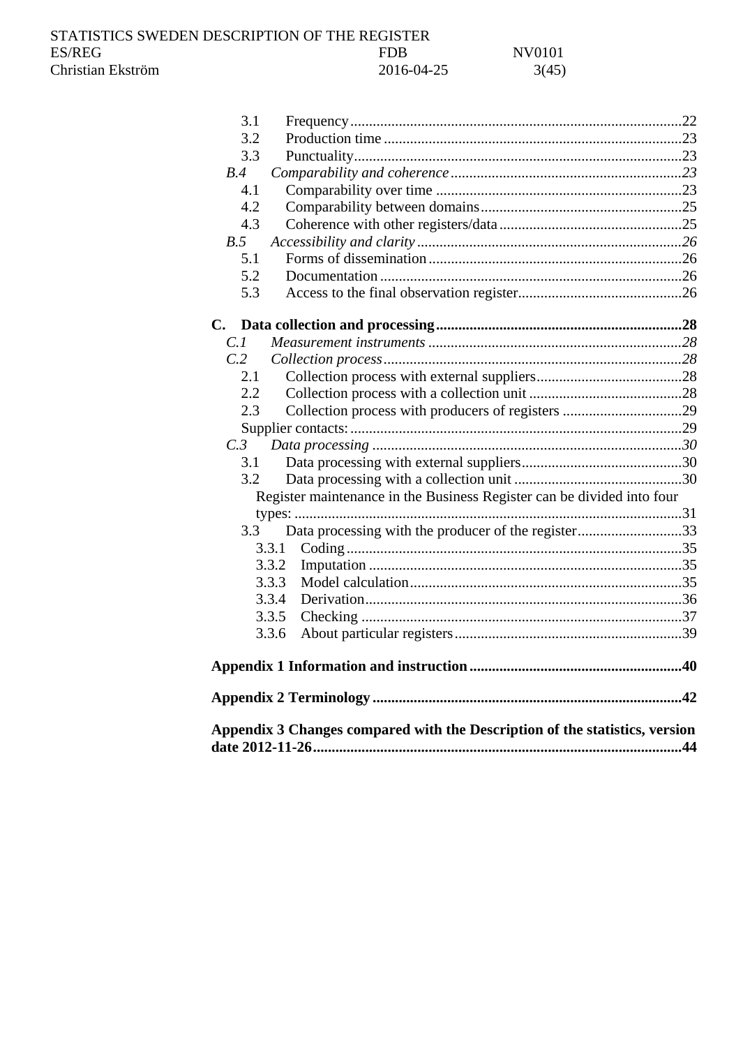- 3.1 Frequency ........ 22
- 3.2 Production time ........ 23
- 3.3 Punctuality ........ 23

*B.4 Comparability and coherence ........ 23*

- 4.1 Comparability over time ........ 23
- 4.2 Comparability between domains ........ 25
- 4.3 Coherence with other registers/data ........ 25

*B.5 Accessibility and clarity ........ 26*

- 5.1 Forms of dissemination ........ 26
- 5.2 Documentation ........ 26
- 5.3 Access to the final observation register ........ 26

**C. Data collection and processing ........ 28**

*C.1 Measurement instruments ........ 28*

*C.2 Collection process ........ 28*

- 2.1 Collection process with external suppliers ........ 28
- 2.2 Collection process with a collection unit ........ 28
- 2.3 Collection process with producers of registers ........ 29
- Supplier contacts: ........ 29

*C.3 Data processing ........ 30*

- 3.1 Data processing with external suppliers ........ 30
- 3.2 Data processing with a collection unit ........ 30
  - Register maintenance in the Business Register can be divided into four types: ........ 31
- 3.3 Data processing with the producer of the register ........ 33
  - 3.3.1 Coding ........ 35
  - 3.3.2 Imputation ........ 35
  - 3.3.3 Model calculation ........ 35
  - 3.3.4 Derivation ........ 36
  - 3.3.5 Checking ........ 37
  - 3.3.6 About particular registers ........ 39

**Appendix 1 Information and instruction ........ 40**

**Appendix 2 Terminology ........ 42**

**Appendix 3 Changes compared with the Description of the statistics, version date 2012-11-26 ........ 44**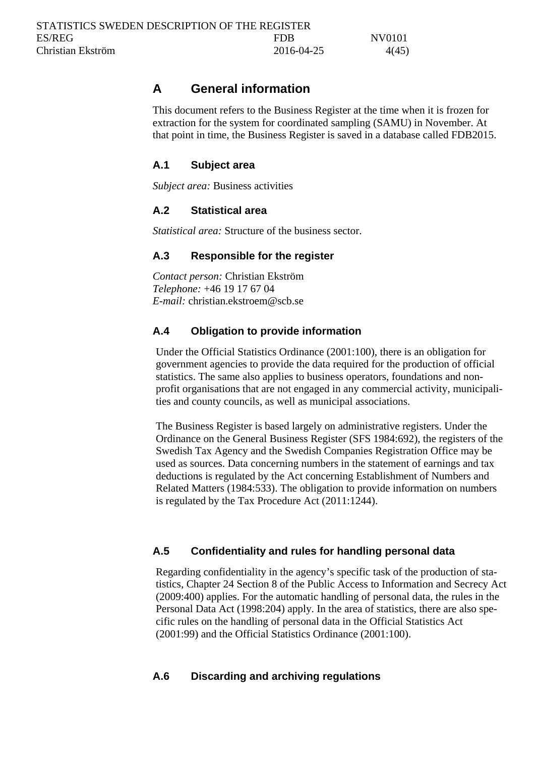# A General information

This document refers to the Business Register at the time when it is frozen for extraction for the system for coordinated sampling (SAMU) in November. At that point in time, the Business Register is saved in a database called FDB2015.

## A.1 Subject area

*Subject area:* Business activities

## A.2 Statistical area

*Statistical area:* Structure of the business sector.

## A.3 Responsible for the register

*Contact person:* Christian Ekström  
*Telephone:* +46 19 17 67 04  
*E-mail:* christian.ekstroem@scb.se

## A.4 Obligation to provide information

Under the Official Statistics Ordinance (2001:100), there is an obligation for government agencies to provide the data required for the production of official statistics. The same also applies to business operators, foundations and non-profit organisations that are not engaged in any commercial activity, municipalities and county councils, as well as municipal associations.

The Business Register is based largely on administrative registers. Under the Ordinance on the General Business Register (SFS 1984:692), the registers of the Swedish Tax Agency and the Swedish Companies Registration Office may be used as sources. Data concerning numbers in the statement of earnings and tax deductions is regulated by the Act concerning Establishment of Numbers and Related Matters (1984:533). The obligation to provide information on numbers is regulated by the Tax Procedure Act (2011:1244).

## A.5 Confidentiality and rules for handling personal data

Regarding confidentiality in the agency's specific task of the production of statistics, Chapter 24 Section 8 of the Public Access to Information and Secrecy Act (2009:400) applies. For the automatic handling of personal data, the rules in the Personal Data Act (1998:204) apply. In the area of statistics, there are also specific rules on the handling of personal data in the Official Statistics Act (2001:99) and the Official Statistics Ordinance (2001:100).

## A.6 Discarding and archiving regulations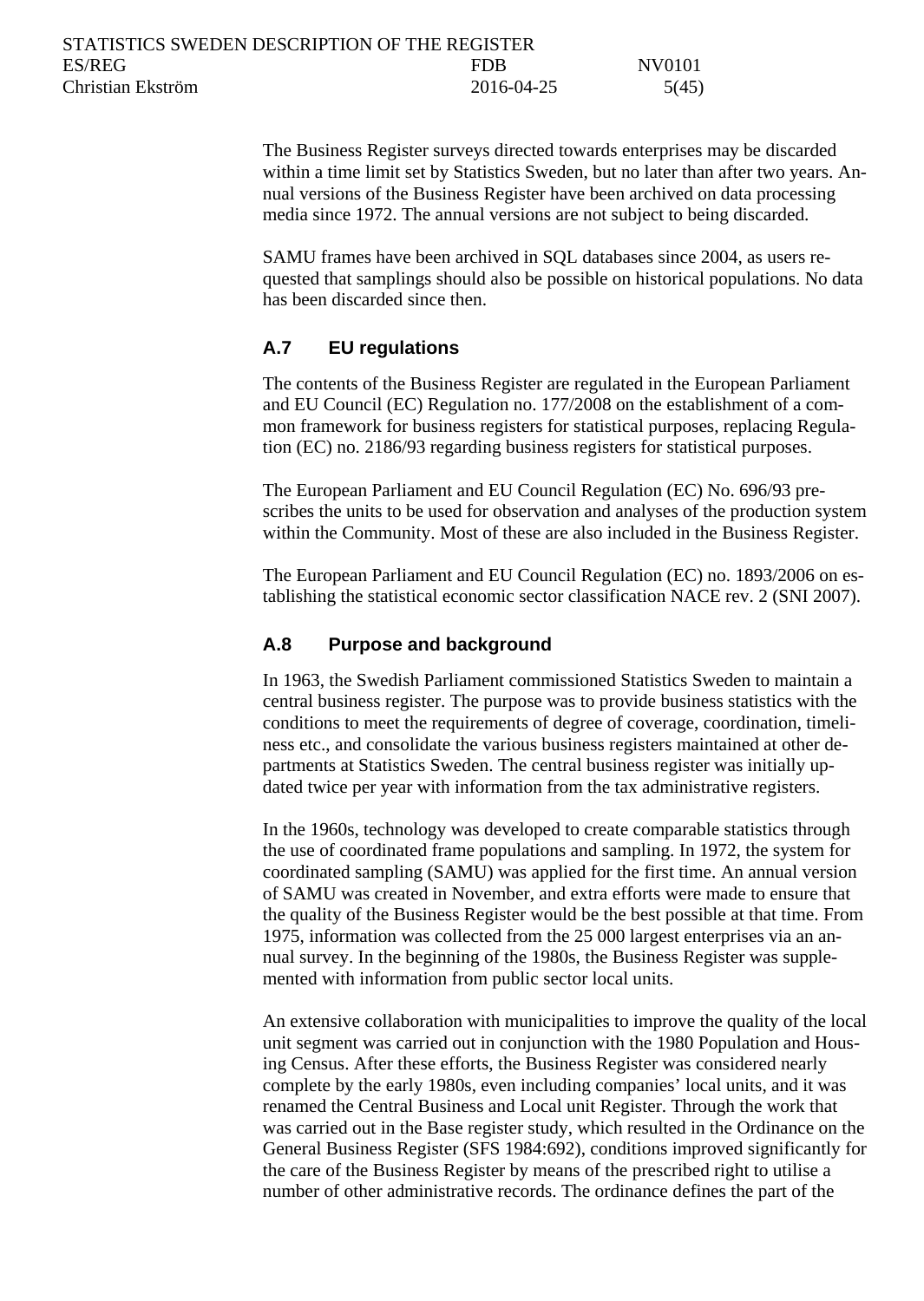The Business Register surveys directed towards enterprises may be discarded within a time limit set by Statistics Sweden, but no later than after two years. Annual versions of the Business Register have been archived on data processing media since 1972. The annual versions are not subject to being discarded.

SAMU frames have been archived in SQL databases since 2004, as users requested that samplings should also be possible on historical populations. No data has been discarded since then.

### A.7 EU regulations

The contents of the Business Register are regulated in the European Parliament and EU Council (EC) Regulation no. 177/2008 on the establishment of a common framework for business registers for statistical purposes, replacing Regulation (EC) no. 2186/93 regarding business registers for statistical purposes.

The European Parliament and EU Council Regulation (EC) No. 696/93 prescribes the units to be used for observation and analyses of the production system within the Community. Most of these are also included in the Business Register.

The European Parliament and EU Council Regulation (EC) no. 1893/2006 on establishing the statistical economic sector classification NACE rev. 2 (SNI 2007).

### A.8 Purpose and background

In 1963, the Swedish Parliament commissioned Statistics Sweden to maintain a central business register. The purpose was to provide business statistics with the conditions to meet the requirements of degree of coverage, coordination, timeliness etc., and consolidate the various business registers maintained at other departments at Statistics Sweden. The central business register was initially updated twice per year with information from the tax administrative registers.

In the 1960s, technology was developed to create comparable statistics through the use of coordinated frame populations and sampling. In 1972, the system for coordinated sampling (SAMU) was applied for the first time. An annual version of SAMU was created in November, and extra efforts were made to ensure that the quality of the Business Register would be the best possible at that time. From 1975, information was collected from the 25 000 largest enterprises via an annual survey. In the beginning of the 1980s, the Business Register was supplemented with information from public sector local units.

An extensive collaboration with municipalities to improve the quality of the local unit segment was carried out in conjunction with the 1980 Population and Housing Census. After these efforts, the Business Register was considered nearly complete by the early 1980s, even including companies' local units, and it was renamed the Central Business and Local unit Register. Through the work that was carried out in the Base register study, which resulted in the Ordinance on the General Business Register (SFS 1984:692), conditions improved significantly for the care of the Business Register by means of the prescribed right to utilise a number of other administrative records. The ordinance defines the part of the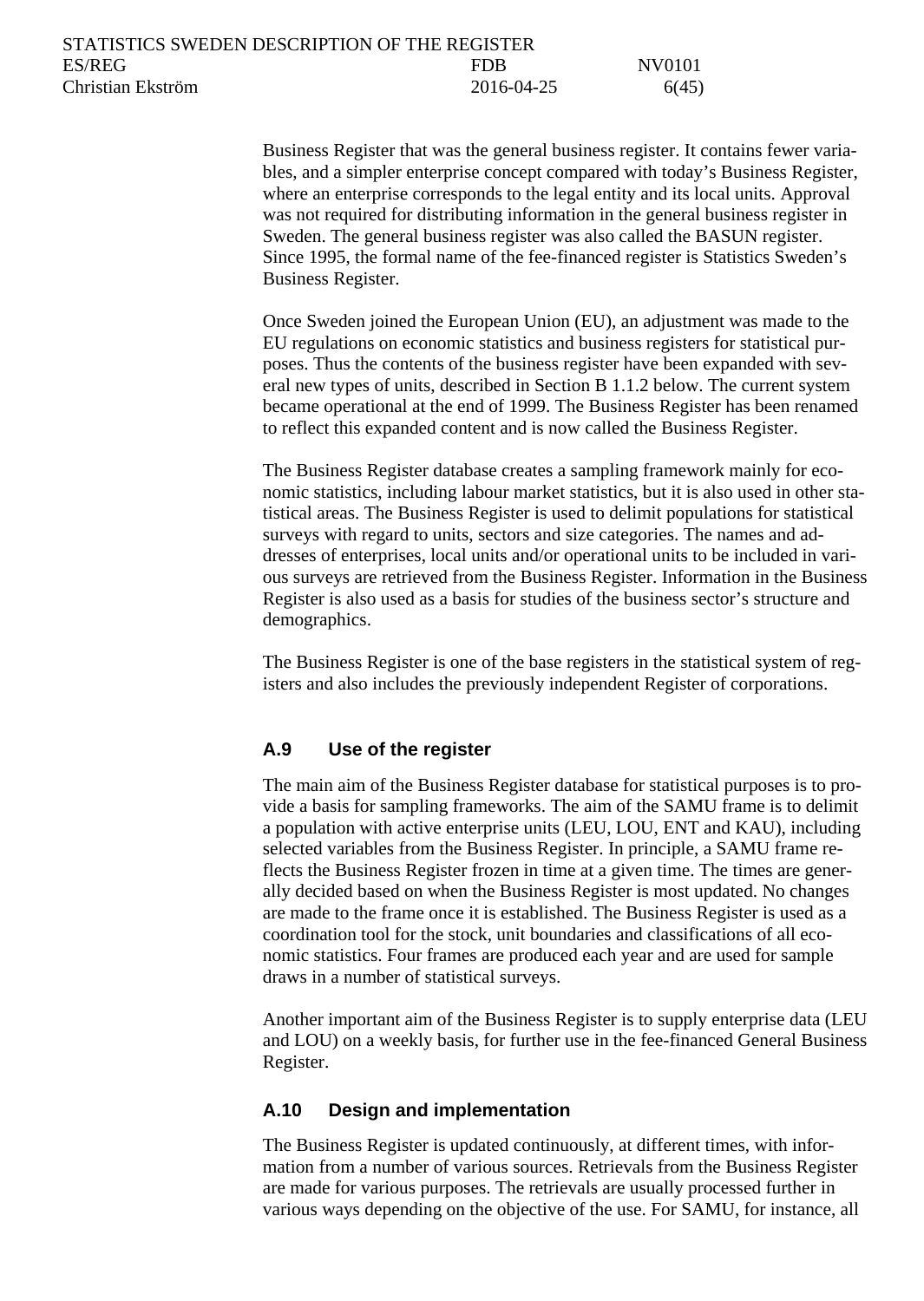Business Register that was the general business register. It contains fewer variables, and a simpler enterprise concept compared with today's Business Register, where an enterprise corresponds to the legal entity and its local units. Approval was not required for distributing information in the general business register in Sweden. The general business register was also called the BASUN register. Since 1995, the formal name of the fee-financed register is Statistics Sweden's Business Register.

Once Sweden joined the European Union (EU), an adjustment was made to the EU regulations on economic statistics and business registers for statistical purposes. Thus the contents of the business register have been expanded with several new types of units, described in Section B 1.1.2 below. The current system became operational at the end of 1999. The Business Register has been renamed to reflect this expanded content and is now called the Business Register.

The Business Register database creates a sampling framework mainly for economic statistics, including labour market statistics, but it is also used in other statistical areas. The Business Register is used to delimit populations for statistical surveys with regard to units, sectors and size categories. The names and addresses of enterprises, local units and/or operational units to be included in various surveys are retrieved from the Business Register. Information in the Business Register is also used as a basis for studies of the business sector's structure and demographics.

The Business Register is one of the base registers in the statistical system of registers and also includes the previously independent Register of corporations.

## A.9 Use of the register

The main aim of the Business Register database for statistical purposes is to provide a basis for sampling frameworks. The aim of the SAMU frame is to delimit a population with active enterprise units (LEU, LOU, ENT and KAU), including selected variables from the Business Register. In principle, a SAMU frame reflects the Business Register frozen in time at a given time. The times are generally decided based on when the Business Register is most updated. No changes are made to the frame once it is established. The Business Register is used as a coordination tool for the stock, unit boundaries and classifications of all economic statistics. Four frames are produced each year and are used for sample draws in a number of statistical surveys.

Another important aim of the Business Register is to supply enterprise data (LEU and LOU) on a weekly basis, for further use in the fee-financed General Business Register.

## A.10 Design and implementation

The Business Register is updated continuously, at different times, with information from a number of various sources. Retrievals from the Business Register are made for various purposes. The retrievals are usually processed further in various ways depending on the objective of the use. For SAMU, for instance, all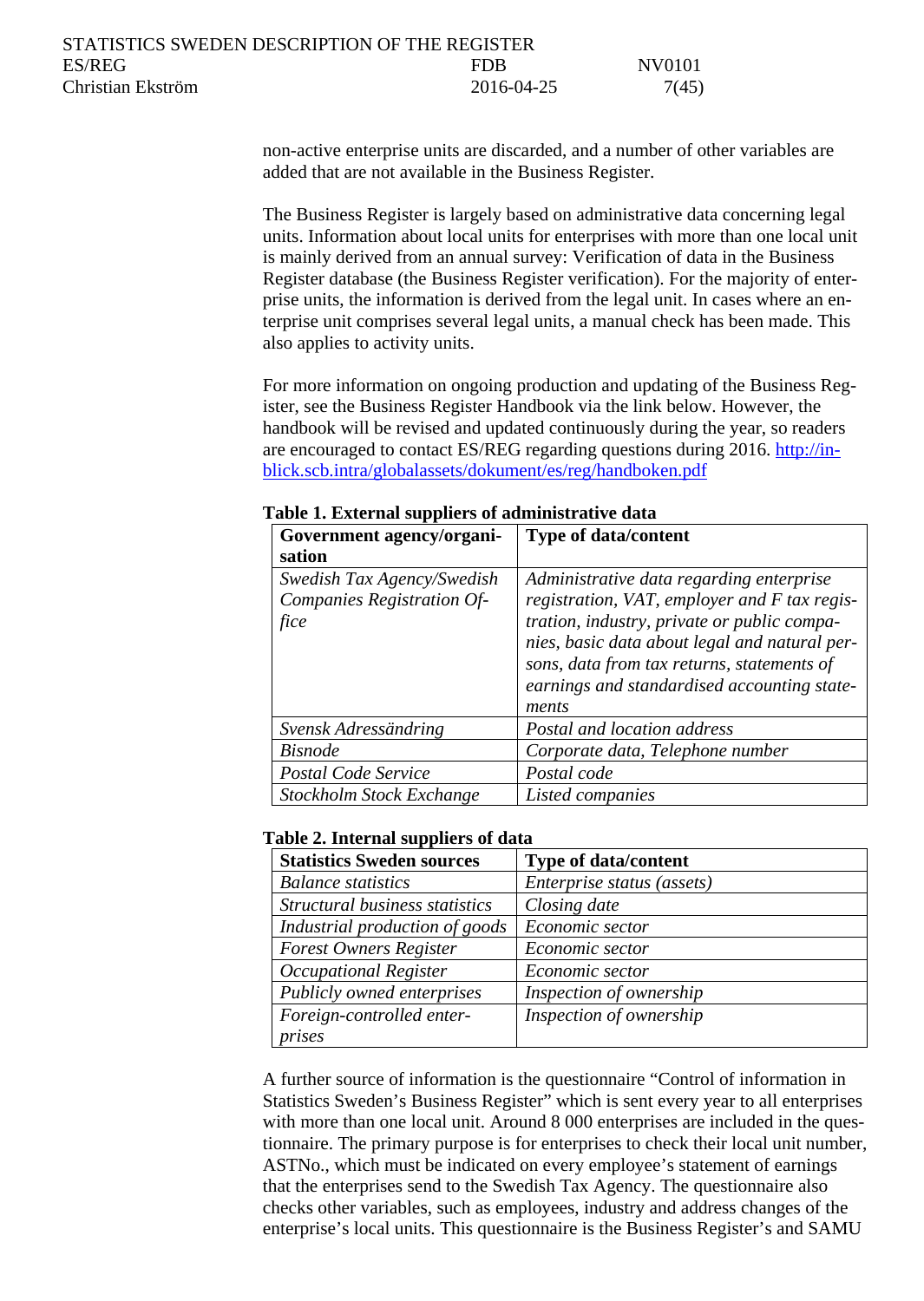non-active enterprise units are discarded, and a number of other variables are added that are not available in the Business Register.

The Business Register is largely based on administrative data concerning legal units. Information about local units for enterprises with more than one local unit is mainly derived from an annual survey: Verification of data in the Business Register database (the Business Register verification). For the majority of enterprise units, the information is derived from the legal unit. In cases where an enterprise unit comprises several legal units, a manual check has been made. This also applies to activity units.

For more information on ongoing production and updating of the Business Register, see the Business Register Handbook via the link below. However, the handbook will be revised and updated continuously during the year, so readers are encouraged to contact ES/REG regarding questions during 2016. [http://inblick.scb.intra/globalassets/dokument/es/reg/handboken.pdf](http://inblick.scb.intra/globalassets/dokument/es/reg/handboken.pdf)

**Table 1. External suppliers of administrative data**

| Government agency/organisation | Type of data/content |
|---|---|
| *Swedish Tax Agency/Swedish Companies Registration Office* | *Administrative data regarding enterprise registration, VAT, employer and F tax registration, industry, private or public companies, basic data about legal and natural persons, data from tax returns, statements of earnings and standardised accounting statements* |
| *Svensk Adressändring* | *Postal and location address* |
| *Bisnode* | *Corporate data, Telephone number* |
| *Postal Code Service* | *Postal code* |
| *Stockholm Stock Exchange* | *Listed companies* |

**Table 2. Internal suppliers of data**

| Statistics Sweden sources | Type of data/content |
|---|---|
| *Balance statistics* | *Enterprise status (assets)* |
| *Structural business statistics* | *Closing date* |
| *Industrial production of goods* | *Economic sector* |
| *Forest Owners Register* | *Economic sector* |
| *Occupational Register* | *Economic sector* |
| *Publicly owned enterprises* | *Inspection of ownership* |
| *Foreign-controlled enterprises* | *Inspection of ownership* |

A further source of information is the questionnaire "Control of information in Statistics Sweden's Business Register" which is sent every year to all enterprises with more than one local unit. Around 8 000 enterprises are included in the questionnaire. The primary purpose is for enterprises to check their local unit number, ASTNo., which must be indicated on every employee's statement of earnings that the enterprises send to the Swedish Tax Agency. The questionnaire also checks other variables, such as employees, industry and address changes of the enterprise's local units. This questionnaire is the Business Register's and SAMU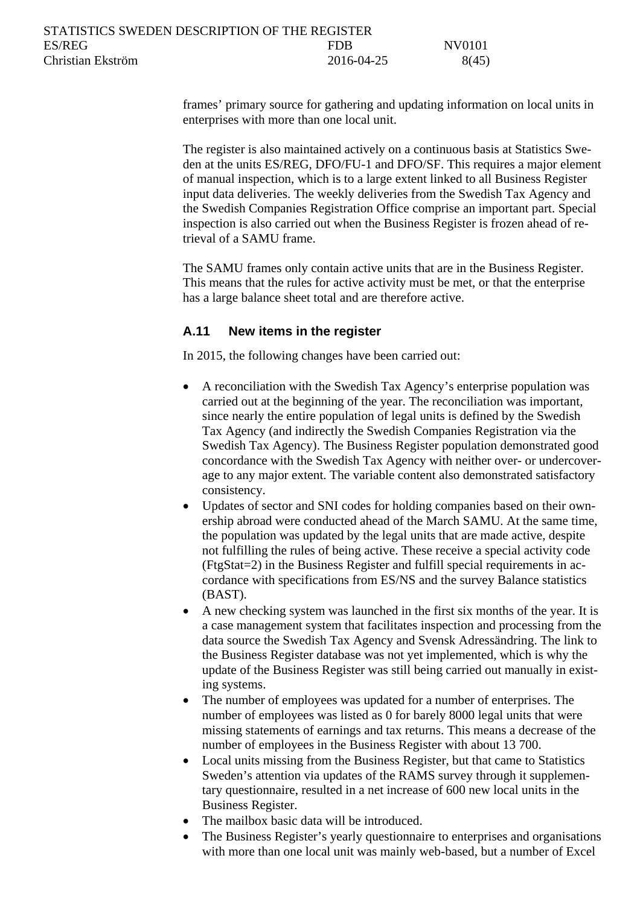frames' primary source for gathering and updating information on local units in enterprises with more than one local unit.

The register is also maintained actively on a continuous basis at Statistics Sweden at the units ES/REG, DFO/FU-1 and DFO/SF. This requires a major element of manual inspection, which is to a large extent linked to all Business Register input data deliveries. The weekly deliveries from the Swedish Tax Agency and the Swedish Companies Registration Office comprise an important part. Special inspection is also carried out when the Business Register is frozen ahead of retrieval of a SAMU frame.

The SAMU frames only contain active units that are in the Business Register. This means that the rules for active activity must be met, or that the enterprise has a large balance sheet total and are therefore active.

### A.11 New items in the register

In 2015, the following changes have been carried out:

- A reconciliation with the Swedish Tax Agency's enterprise population was carried out at the beginning of the year. The reconciliation was important, since nearly the entire population of legal units is defined by the Swedish Tax Agency (and indirectly the Swedish Companies Registration via the Swedish Tax Agency). The Business Register population demonstrated good concordance with the Swedish Tax Agency with neither over- or undercoverage to any major extent. The variable content also demonstrated satisfactory consistency.
- Updates of sector and SNI codes for holding companies based on their ownership abroad were conducted ahead of the March SAMU. At the same time, the population was updated by the legal units that are made active, despite not fulfilling the rules of being active. These receive a special activity code (FtgStat=2) in the Business Register and fulfill special requirements in accordance with specifications from ES/NS and the survey Balance statistics (BAST).
- A new checking system was launched in the first six months of the year. It is a case management system that facilitates inspection and processing from the data source the Swedish Tax Agency and Svensk Adressändring. The link to the Business Register database was not yet implemented, which is why the update of the Business Register was still being carried out manually in existing systems.
- The number of employees was updated for a number of enterprises. The number of employees was listed as 0 for barely 8000 legal units that were missing statements of earnings and tax returns. This means a decrease of the number of employees in the Business Register with about 13 700.
- Local units missing from the Business Register, but that came to Statistics Sweden's attention via updates of the RAMS survey through it supplementary questionnaire, resulted in a net increase of 600 new local units in the Business Register.
- The mailbox basic data will be introduced.
- The Business Register's yearly questionnaire to enterprises and organisations with more than one local unit was mainly web-based, but a number of Excel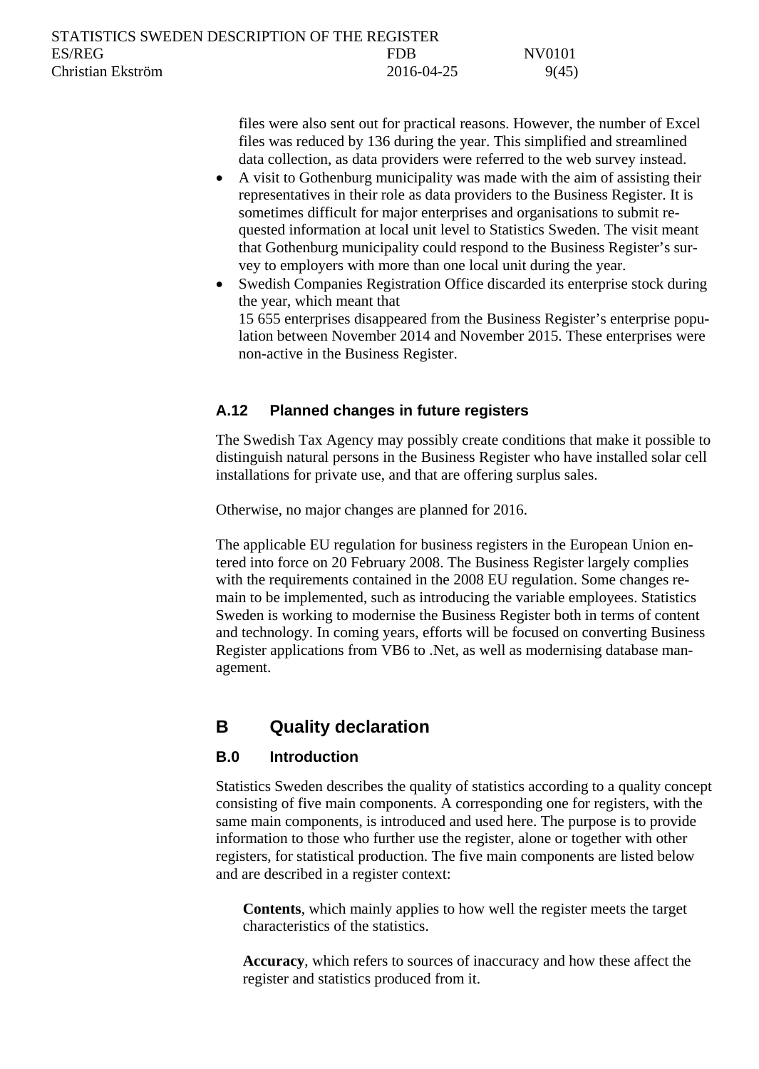files were also sent out for practical reasons. However, the number of Excel files was reduced by 136 during the year. This simplified and streamlined data collection, as data providers were referred to the web survey instead.

- A visit to Gothenburg municipality was made with the aim of assisting their representatives in their role as data providers to the Business Register. It is sometimes difficult for major enterprises and organisations to submit requested information at local unit level to Statistics Sweden. The visit meant that Gothenburg municipality could respond to the Business Register's survey to employers with more than one local unit during the year.
- Swedish Companies Registration Office discarded its enterprise stock during the year, which meant that 15 655 enterprises disappeared from the Business Register's enterprise population between November 2014 and November 2015. These enterprises were non-active in the Business Register.

### A.12 Planned changes in future registers

The Swedish Tax Agency may possibly create conditions that make it possible to distinguish natural persons in the Business Register who have installed solar cell installations for private use, and that are offering surplus sales.

Otherwise, no major changes are planned for 2016.

The applicable EU regulation for business registers in the European Union entered into force on 20 February 2008. The Business Register largely complies with the requirements contained in the 2008 EU regulation. Some changes remain to be implemented, such as introducing the variable employees. Statistics Sweden is working to modernise the Business Register both in terms of content and technology. In coming years, efforts will be focused on converting Business Register applications from VB6 to .Net, as well as modernising database management.

## B Quality declaration

### B.0 Introduction

Statistics Sweden describes the quality of statistics according to a quality concept consisting of five main components. A corresponding one for registers, with the same main components, is introduced and used here. The purpose is to provide information to those who further use the register, alone or together with other registers, for statistical production. The five main components are listed below and are described in a register context:

**Contents**, which mainly applies to how well the register meets the target characteristics of the statistics.

**Accuracy**, which refers to sources of inaccuracy and how these affect the register and statistics produced from it.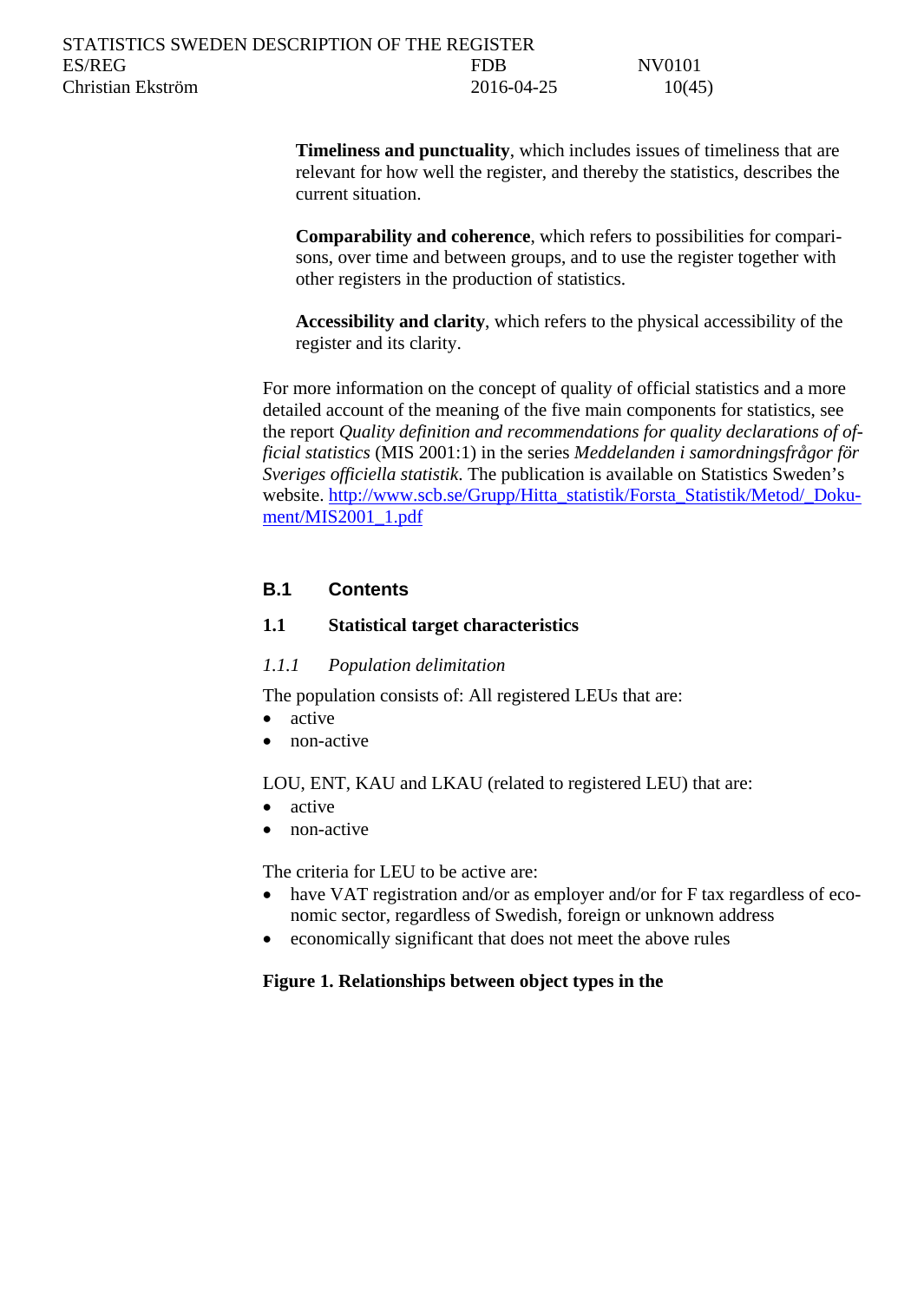**Timeliness and punctuality**, which includes issues of timeliness that are relevant for how well the register, and thereby the statistics, describes the current situation.

**Comparability and coherence**, which refers to possibilities for comparisons, over time and between groups, and to use the register together with other registers in the production of statistics.

**Accessibility and clarity**, which refers to the physical accessibility of the register and its clarity.

For more information on the concept of quality of official statistics and a more detailed account of the meaning of the five main components for statistics, see the report *Quality definition and recommendations for quality declarations of official statistics* (MIS 2001:1) in the series *Meddelanden i samordningsfrågor för Sveriges officiella statistik*. The publication is available on Statistics Sweden's website. http://www.scb.se/Grupp/Hitta_statistik/Forsta_Statistik/Metod/_Dokument/MIS2001_1.pdf

## B.1 Contents

### 1.1 Statistical target characteristics

#### *1.1.1 Population delimitation*

The population consists of: All registered LEUs that are:

- active
- non-active

LOU, ENT, KAU and LKAU (related to registered LEU) that are:

- active
- non-active

The criteria for LEU to be active are:

- have VAT registration and/or as employer and/or for F tax regardless of economic sector, regardless of Swedish, foreign or unknown address
- economically significant that does not meet the above rules

**Figure 1. Relationships between object types in the**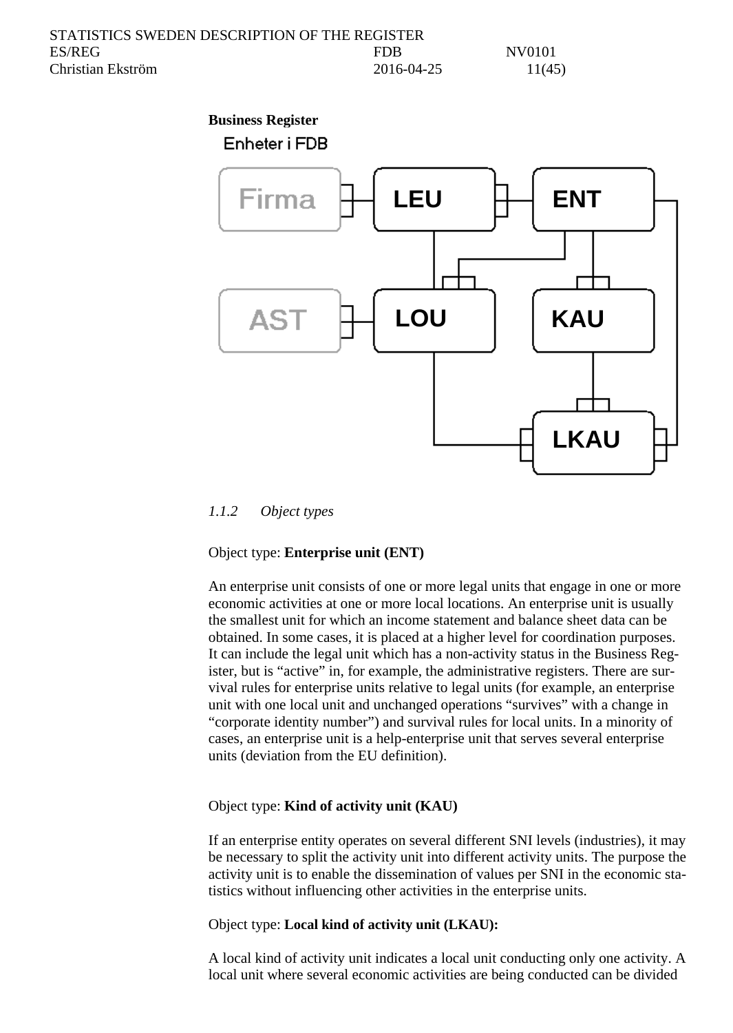**Business Register**

Enheter i FDB

Firma LEU ENT

AST LOU KAU

LKAU

### 1.1.2 Object types

Object type: **Enterprise unit (ENT)**

An enterprise unit consists of one or more legal units that engage in one or more economic activities at one or more local locations. An enterprise unit is usually the smallest unit for which an income statement and balance sheet data can be obtained. In some cases, it is placed at a higher level for coordination purposes. It can include the legal unit which has a non-activity status in the Business Register, but is "active" in, for example, the administrative registers. There are survival rules for enterprise units relative to legal units (for example, an enterprise unit with one local unit and unchanged operations "survives" with a change in "corporate identity number") and survival rules for local units. In a minority of cases, an enterprise unit is a help-enterprise unit that serves several enterprise units (deviation from the EU definition).

Object type: **Kind of activity unit (KAU)**

If an enterprise entity operates on several different SNI levels (industries), it may be necessary to split the activity unit into different activity units. The purpose the activity unit is to enable the dissemination of values per SNI in the economic statistics without influencing other activities in the enterprise units.

Object type: **Local kind of activity unit (LKAU):**

A local kind of activity unit indicates a local unit conducting only one activity. A local unit where several economic activities are being conducted can be divided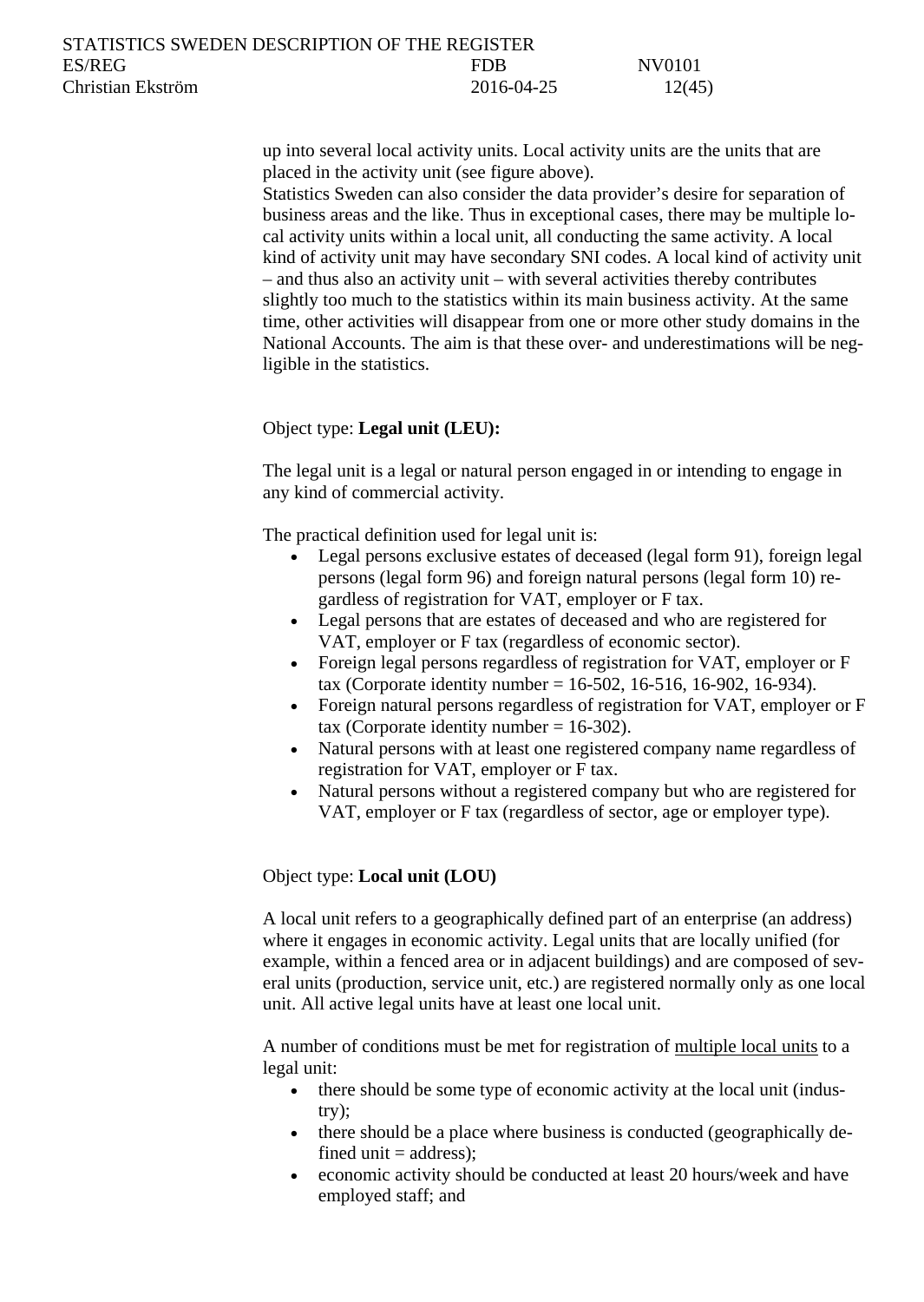up into several local activity units. Local activity units are the units that are placed in the activity unit (see figure above).
Statistics Sweden can also consider the data provider's desire for separation of business areas and the like. Thus in exceptional cases, there may be multiple local activity units within a local unit, all conducting the same activity. A local kind of activity unit may have secondary SNI codes. A local kind of activity unit – and thus also an activity unit – with several activities thereby contributes slightly too much to the statistics within its main business activity. At the same time, other activities will disappear from one or more other study domains in the National Accounts. The aim is that these over- and underestimations will be negligible in the statistics.

Object type: **Legal unit (LEU):**

The legal unit is a legal or natural person engaged in or intending to engage in any kind of commercial activity.

The practical definition used for legal unit is:

- Legal persons exclusive estates of deceased (legal form 91), foreign legal persons (legal form 96) and foreign natural persons (legal form 10) regardless of registration for VAT, employer or F tax.
- Legal persons that are estates of deceased and who are registered for VAT, employer or F tax (regardless of economic sector).
- Foreign legal persons regardless of registration for VAT, employer or F tax (Corporate identity number = 16-502, 16-516, 16-902, 16-934).
- Foreign natural persons regardless of registration for VAT, employer or F tax (Corporate identity number = 16-302).
- Natural persons with at least one registered company name regardless of registration for VAT, employer or F tax.
- Natural persons without a registered company but who are registered for VAT, employer or F tax (regardless of sector, age or employer type).

Object type: **Local unit (LOU)**

A local unit refers to a geographically defined part of an enterprise (an address) where it engages in economic activity. Legal units that are locally unified (for example, within a fenced area or in adjacent buildings) and are composed of several units (production, service unit, etc.) are registered normally only as one local unit. All active legal units have at least one local unit.

A number of conditions must be met for registration of multiple local units to a legal unit:

- there should be some type of economic activity at the local unit (industry);
- there should be a place where business is conducted (geographically defined unit = address);
- economic activity should be conducted at least 20 hours/week and have employed staff; and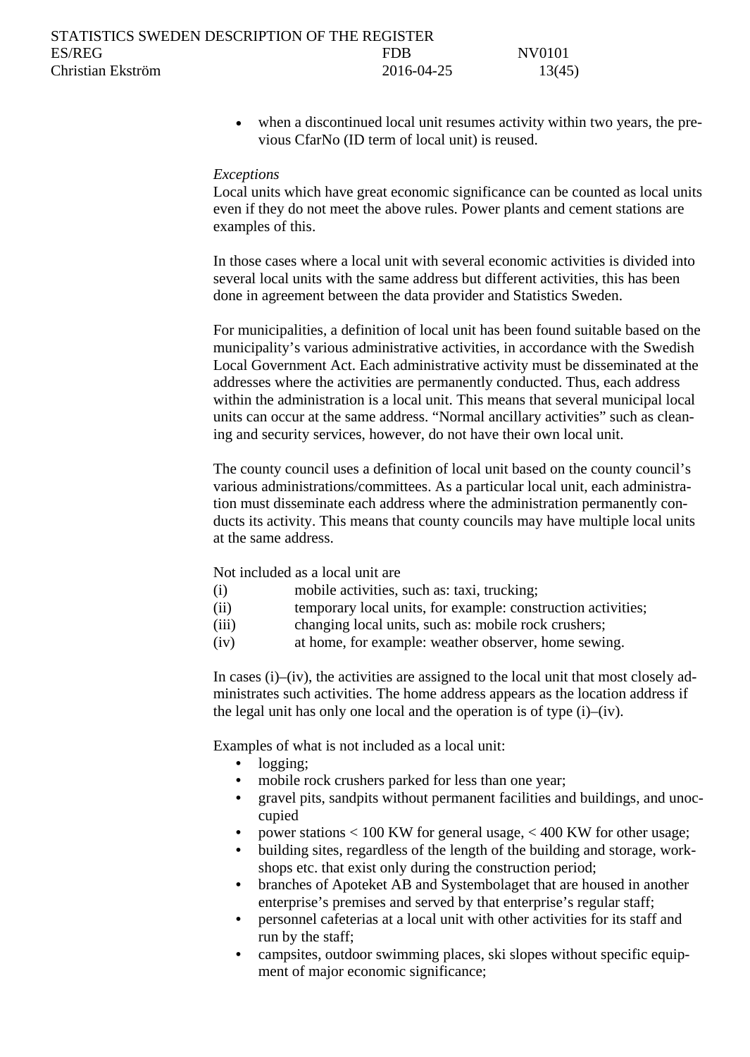- when a discontinued local unit resumes activity within two years, the previous CfarNo (ID term of local unit) is reused.

*Exceptions*
Local units which have great economic significance can be counted as local units even if they do not meet the above rules. Power plants and cement stations are examples of this.

In those cases where a local unit with several economic activities is divided into several local units with the same address but different activities, this has been done in agreement between the data provider and Statistics Sweden.

For municipalities, a definition of local unit has been found suitable based on the municipality's various administrative activities, in accordance with the Swedish Local Government Act. Each administrative activity must be disseminated at the addresses where the activities are permanently conducted. Thus, each address within the administration is a local unit. This means that several municipal local units can occur at the same address. "Normal ancillary activities" such as cleaning and security services, however, do not have their own local unit.

The county council uses a definition of local unit based on the county council's various administrations/committees. As a particular local unit, each administration must disseminate each address where the administration permanently conducts its activity. This means that county councils may have multiple local units at the same address.

Not included as a local unit are

(i) mobile activities, such as: taxi, trucking;
(ii) temporary local units, for example: construction activities;
(iii) changing local units, such as: mobile rock crushers;
(iv) at home, for example: weather observer, home sewing.

In cases (i)–(iv), the activities are assigned to the local unit that most closely administrates such activities. The home address appears as the location address if the legal unit has only one local and the operation is of type (i)–(iv).

Examples of what is not included as a local unit:

- logging;
- mobile rock crushers parked for less than one year;
- gravel pits, sandpits without permanent facilities and buildings, and unoccupied
- power stations < 100 KW for general usage, < 400 KW for other usage;
- building sites, regardless of the length of the building and storage, workshops etc. that exist only during the construction period;
- branches of Apoteket AB and Systembolaget that are housed in another enterprise's premises and served by that enterprise's regular staff;
- personnel cafeterias at a local unit with other activities for its staff and run by the staff;
- campsites, outdoor swimming places, ski slopes without specific equipment of major economic significance;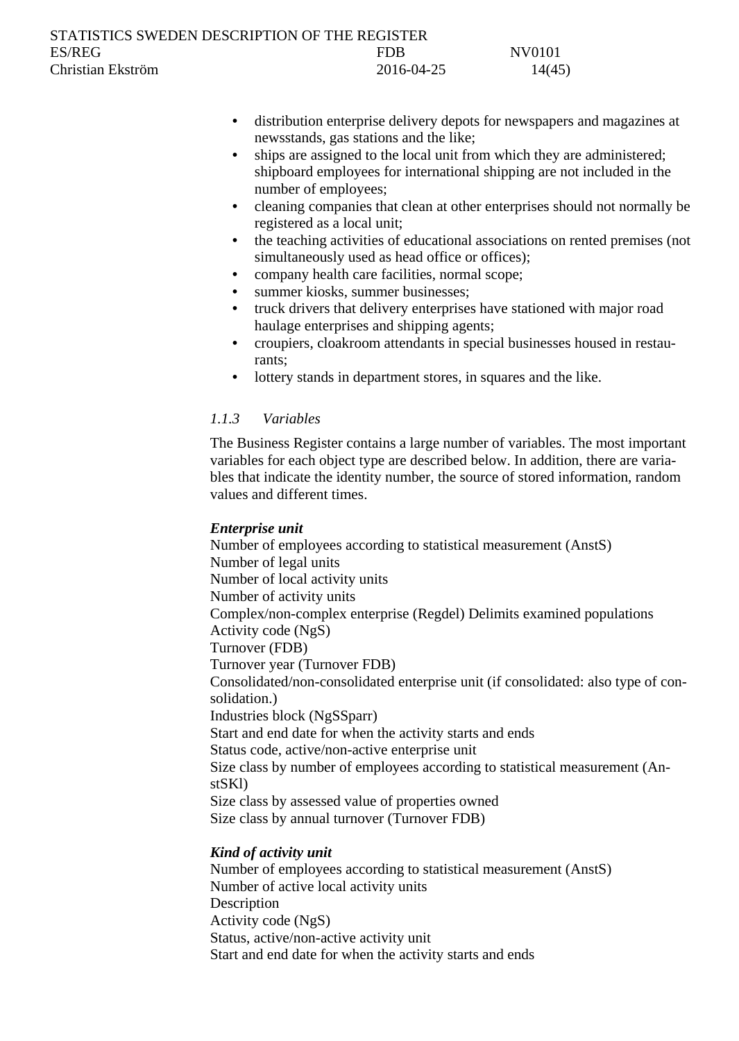- distribution enterprise delivery depots for newspapers and magazines at newsstands, gas stations and the like;
- ships are assigned to the local unit from which they are administered; shipboard employees for international shipping are not included in the number of employees;
- cleaning companies that clean at other enterprises should not normally be registered as a local unit;
- the teaching activities of educational associations on rented premises (not simultaneously used as head office or offices);
- company health care facilities, normal scope;
- summer kiosks, summer businesses;
- truck drivers that delivery enterprises have stationed with major road haulage enterprises and shipping agents;
- croupiers, cloakroom attendants in special businesses housed in restaurants;
- lottery stands in department stores, in squares and the like.

### *1.1.3 Variables*

The Business Register contains a large number of variables. The most important variables for each object type are described below. In addition, there are variables that indicate the identity number, the source of stored information, random values and different times.

***Enterprise unit***

Number of employees according to statistical measurement (AnstS)
Number of legal units
Number of local activity units
Number of activity units
Complex/non-complex enterprise (Regdel) Delimits examined populations
Activity code (NgS)
Turnover (FDB)
Turnover year (Turnover FDB)
Consolidated/non-consolidated enterprise unit (if consolidated: also type of consolidation.)
Industries block (NgSSparr)
Start and end date for when the activity starts and ends
Status code, active/non-active enterprise unit
Size class by number of employees according to statistical measurement (AnstSKl)
Size class by assessed value of properties owned
Size class by annual turnover (Turnover FDB)

***Kind of activity unit***

Number of employees according to statistical measurement (AnstS)
Number of active local activity units
Description
Activity code (NgS)
Status, active/non-active activity unit
Start and end date for when the activity starts and ends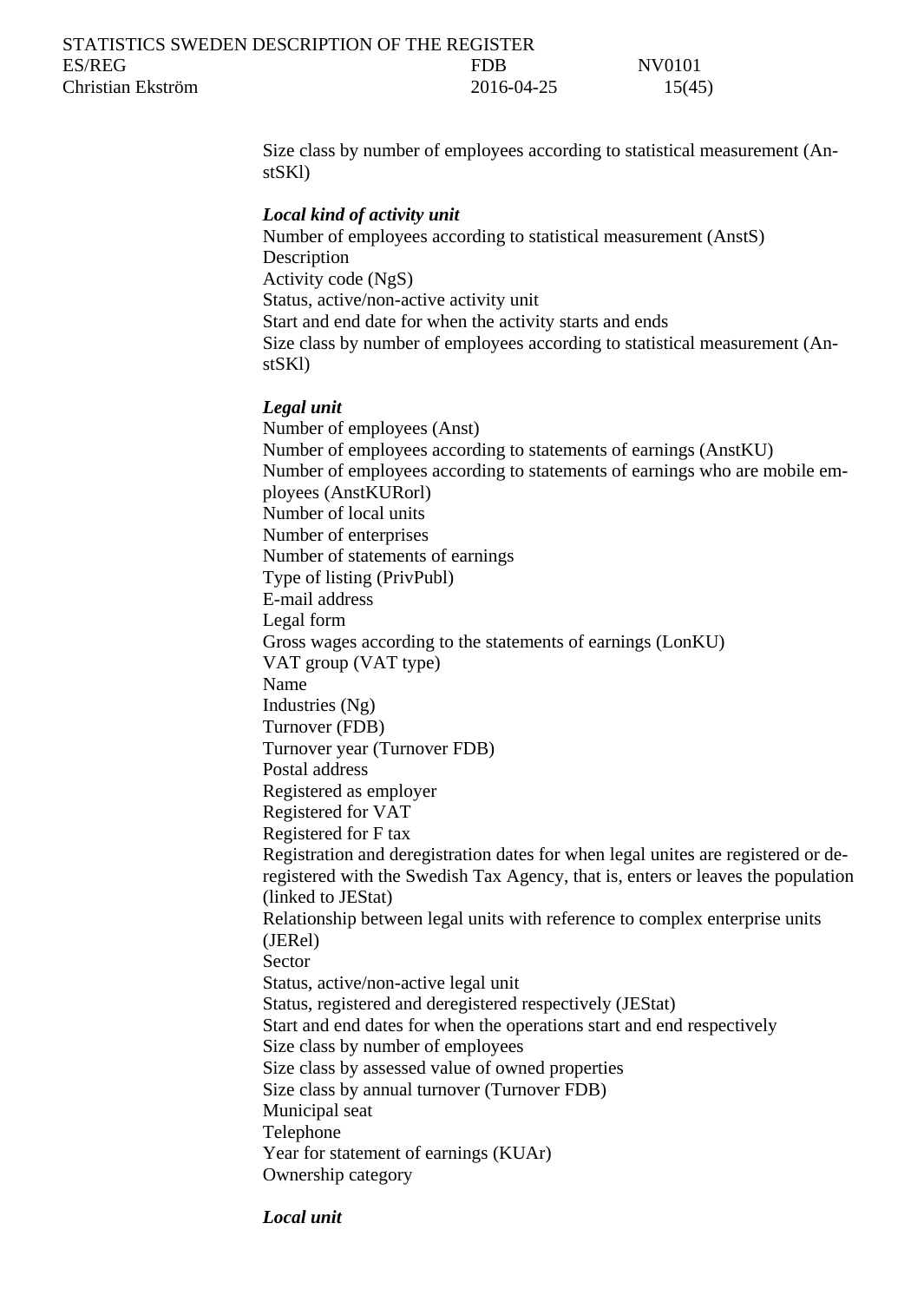Size class by number of employees according to statistical measurement (AnstSKl)

***Local kind of activity unit***

Number of employees according to statistical measurement (AnstS)
Description
Activity code (NgS)
Status, active/non-active activity unit
Start and end date for when the activity starts and ends
Size class by number of employees according to statistical measurement (AnstSKl)

***Legal unit***

Number of employees (Anst)
Number of employees according to statements of earnings (AnstKU)
Number of employees according to statements of earnings who are mobile employees (AnstKURorl)
Number of local units
Number of enterprises
Number of statements of earnings
Type of listing (PrivPubl)
E-mail address
Legal form
Gross wages according to the statements of earnings (LonKU)
VAT group (VAT type)
Name
Industries (Ng)
Turnover (FDB)
Turnover year (Turnover FDB)
Postal address
Registered as employer
Registered for VAT
Registered for F tax
Registration and deregistration dates for when legal unites are registered or deregistered with the Swedish Tax Agency, that is, enters or leaves the population (linked to JEStat)
Relationship between legal units with reference to complex enterprise units (JERel)
Sector
Status, active/non-active legal unit
Status, registered and deregistered respectively (JEStat)
Start and end dates for when the operations start and end respectively
Size class by number of employees
Size class by assessed value of owned properties
Size class by annual turnover (Turnover FDB)
Municipal seat
Telephone
Year for statement of earnings (KUAr)
Ownership category

***Local unit***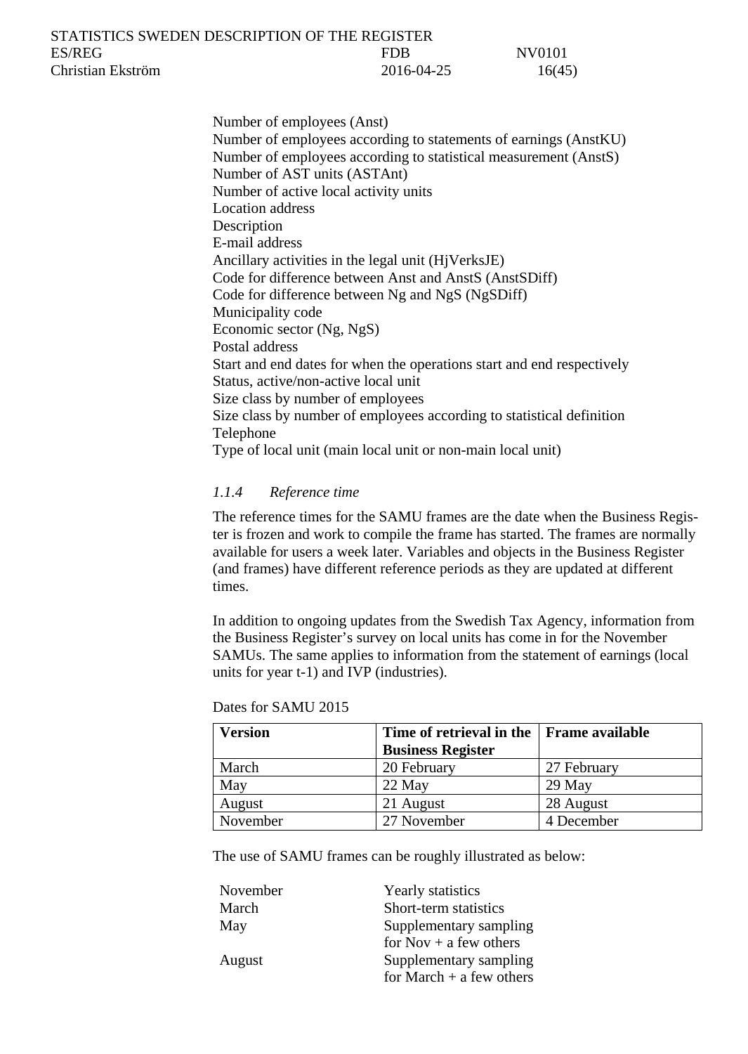Number of employees (Anst)
Number of employees according to statements of earnings (AnstKU)
Number of employees according to statistical measurement (AnstS)
Number of AST units (ASTAnt)
Number of active local activity units
Location address
Description
E-mail address
Ancillary activities in the legal unit (HjVerksJE)
Code for difference between Anst and AnstS (AnstSDiff)
Code for difference between Ng and NgS (NgSDiff)
Municipality code
Economic sector (Ng, NgS)
Postal address
Start and end dates for when the operations start and end respectively
Status, active/non-active local unit
Size class by number of employees
Size class by number of employees according to statistical definition
Telephone
Type of local unit (main local unit or non-main local unit)

### *1.1.4 Reference time*

The reference times for the SAMU frames are the date when the Business Register is frozen and work to compile the frame has started. The frames are normally available for users a week later. Variables and objects in the Business Register (and frames) have different reference periods as they are updated at different times.

In addition to ongoing updates from the Swedish Tax Agency, information from the Business Register's survey on local units has come in for the November SAMUs. The same applies to information from the statement of earnings (local units for year t-1) and IVP (industries).

Dates for SAMU 2015

| Version | Time of retrieval in the Business Register | Frame available |
|---|---|---|
| March | 20 February | 27 February |
| May | 22 May | 29 May |
| August | 21 August | 28 August |
| November | 27 November | 4 December |

The use of SAMU frames can be roughly illustrated as below:

| | |
|---|---|
| November | Yearly statistics |
| March | Short-term statistics |
| May | Supplementary sampling for Nov + a few others |
| August | Supplementary sampling for March + a few others |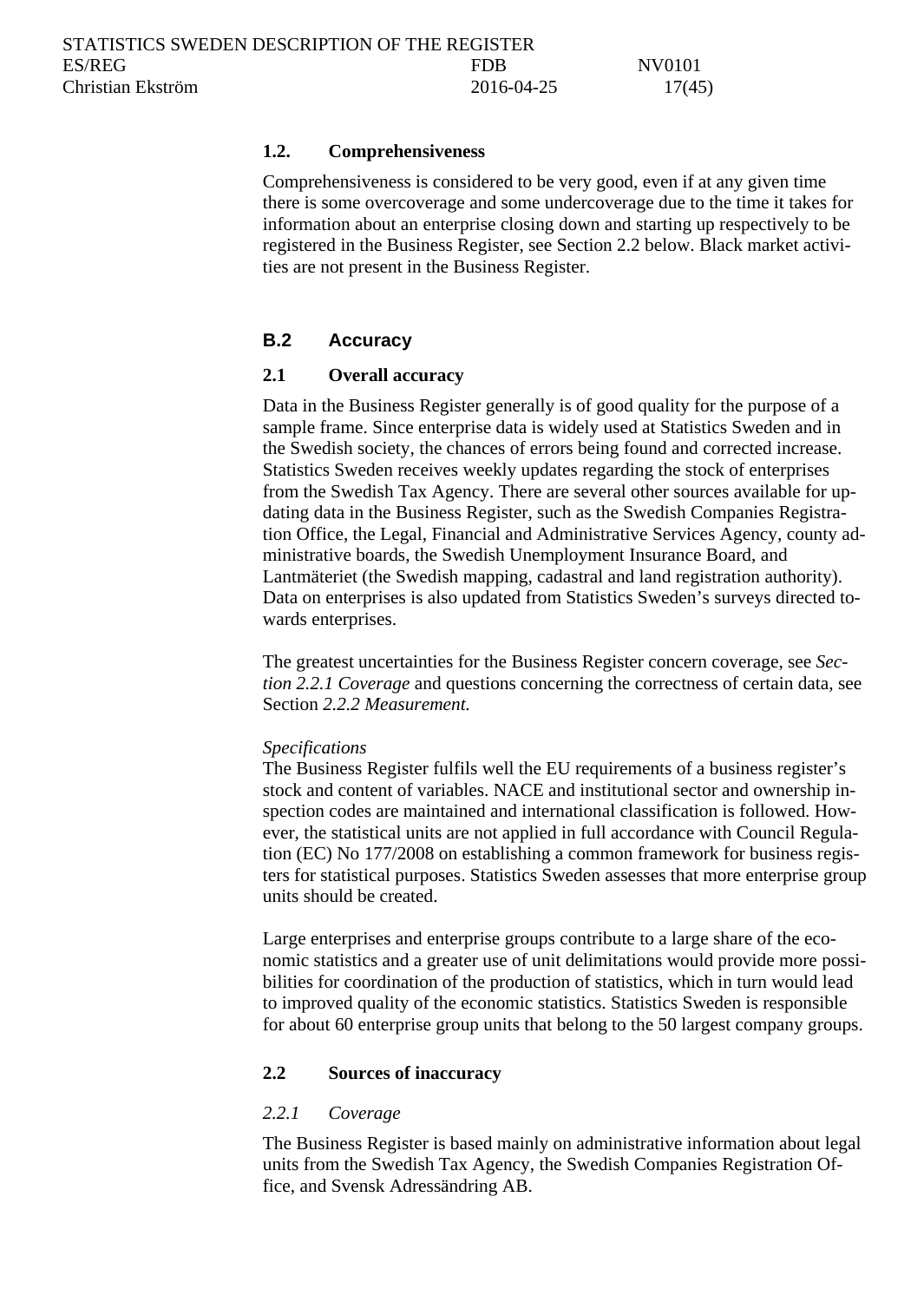### 1.2. Comprehensiveness

Comprehensiveness is considered to be very good, even if at any given time there is some overcoverage and some undercoverage due to the time it takes for information about an enterprise closing down and starting up respectively to be registered in the Business Register, see Section 2.2 below. Black market activities are not present in the Business Register.

## B.2 Accuracy

### 2.1 Overall accuracy

Data in the Business Register generally is of good quality for the purpose of a sample frame. Since enterprise data is widely used at Statistics Sweden and in the Swedish society, the chances of errors being found and corrected increase. Statistics Sweden receives weekly updates regarding the stock of enterprises from the Swedish Tax Agency. There are several other sources available for updating data in the Business Register, such as the Swedish Companies Registration Office, the Legal, Financial and Administrative Services Agency, county administrative boards, the Swedish Unemployment Insurance Board, and Lantmäteriet (the Swedish mapping, cadastral and land registration authority). Data on enterprises is also updated from Statistics Sweden's surveys directed towards enterprises.

The greatest uncertainties for the Business Register concern coverage, see *Section 2.2.1 Coverage* and questions concerning the correctness of certain data, see Section *2.2.2 Measurement.*

*Specifications*
The Business Register fulfils well the EU requirements of a business register's stock and content of variables. NACE and institutional sector and ownership inspection codes are maintained and international classification is followed. However, the statistical units are not applied in full accordance with Council Regulation (EC) No 177/2008 on establishing a common framework for business registers for statistical purposes. Statistics Sweden assesses that more enterprise group units should be created.

Large enterprises and enterprise groups contribute to a large share of the economic statistics and a greater use of unit delimitations would provide more possibilities for coordination of the production of statistics, which in turn would lead to improved quality of the economic statistics. Statistics Sweden is responsible for about 60 enterprise group units that belong to the 50 largest company groups.

### 2.2 Sources of inaccuracy

#### *2.2.1 Coverage*

The Business Register is based mainly on administrative information about legal units from the Swedish Tax Agency, the Swedish Companies Registration Office, and Svensk Adressändring AB.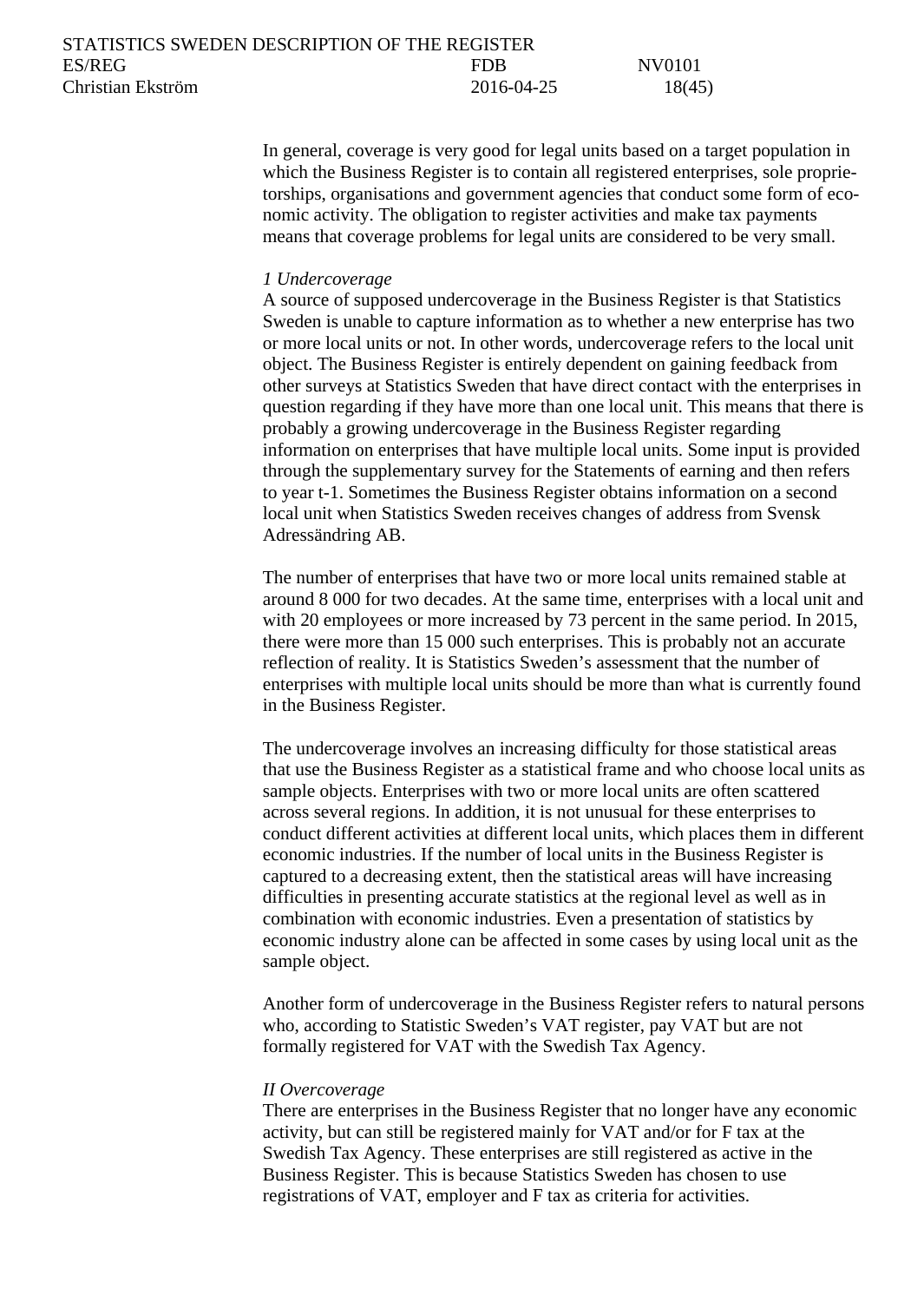In general, coverage is very good for legal units based on a target population in which the Business Register is to contain all registered enterprises, sole proprietorships, organisations and government agencies that conduct some form of economic activity. The obligation to register activities and make tax payments means that coverage problems for legal units are considered to be very small.

*1 Undercoverage*
A source of supposed undercoverage in the Business Register is that Statistics Sweden is unable to capture information as to whether a new enterprise has two or more local units or not. In other words, undercoverage refers to the local unit object. The Business Register is entirely dependent on gaining feedback from other surveys at Statistics Sweden that have direct contact with the enterprises in question regarding if they have more than one local unit. This means that there is probably a growing undercoverage in the Business Register regarding information on enterprises that have multiple local units. Some input is provided through the supplementary survey for the Statements of earning and then refers to year t-1. Sometimes the Business Register obtains information on a second local unit when Statistics Sweden receives changes of address from Svensk Adressändring AB.

The number of enterprises that have two or more local units remained stable at around 8 000 for two decades. At the same time, enterprises with a local unit and with 20 employees or more increased by 73 percent in the same period. In 2015, there were more than 15 000 such enterprises. This is probably not an accurate reflection of reality. It is Statistics Sweden's assessment that the number of enterprises with multiple local units should be more than what is currently found in the Business Register.

The undercoverage involves an increasing difficulty for those statistical areas that use the Business Register as a statistical frame and who choose local units as sample objects. Enterprises with two or more local units are often scattered across several regions. In addition, it is not unusual for these enterprises to conduct different activities at different local units, which places them in different economic industries. If the number of local units in the Business Register is captured to a decreasing extent, then the statistical areas will have increasing difficulties in presenting accurate statistics at the regional level as well as in combination with economic industries. Even a presentation of statistics by economic industry alone can be affected in some cases by using local unit as the sample object.

Another form of undercoverage in the Business Register refers to natural persons who, according to Statistic Sweden's VAT register, pay VAT but are not formally registered for VAT with the Swedish Tax Agency.

*II Overcoverage*
There are enterprises in the Business Register that no longer have any economic activity, but can still be registered mainly for VAT and/or for F tax at the Swedish Tax Agency. These enterprises are still registered as active in the Business Register. This is because Statistics Sweden has chosen to use registrations of VAT, employer and F tax as criteria for activities.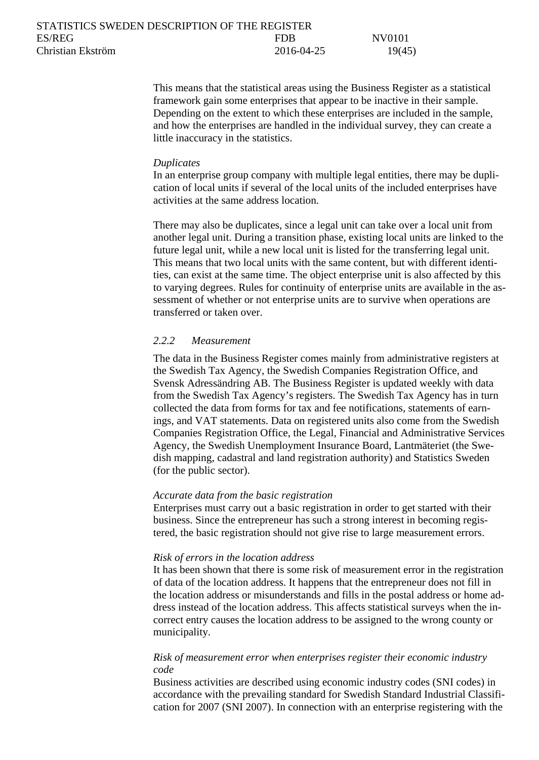This means that the statistical areas using the Business Register as a statistical framework gain some enterprises that appear to be inactive in their sample. Depending on the extent to which these enterprises are included in the sample, and how the enterprises are handled in the individual survey, they can create a little inaccuracy in the statistics.

*Duplicates*

In an enterprise group company with multiple legal entities, there may be duplication of local units if several of the local units of the included enterprises have activities at the same address location.

There may also be duplicates, since a legal unit can take over a local unit from another legal unit. During a transition phase, existing local units are linked to the future legal unit, while a new local unit is listed for the transferring legal unit. This means that two local units with the same content, but with different identities, can exist at the same time. The object enterprise unit is also affected by this to varying degrees. Rules for continuity of enterprise units are available in the assessment of whether or not enterprise units are to survive when operations are transferred or taken over.

### *2.2.2 Measurement*

The data in the Business Register comes mainly from administrative registers at the Swedish Tax Agency, the Swedish Companies Registration Office, and Svensk Adressändring AB. The Business Register is updated weekly with data from the Swedish Tax Agency's registers. The Swedish Tax Agency has in turn collected the data from forms for tax and fee notifications, statements of earnings, and VAT statements. Data on registered units also come from the Swedish Companies Registration Office, the Legal, Financial and Administrative Services Agency, the Swedish Unemployment Insurance Board, Lantmäteriet (the Swedish mapping, cadastral and land registration authority) and Statistics Sweden (for the public sector).

*Accurate data from the basic registration*

Enterprises must carry out a basic registration in order to get started with their business. Since the entrepreneur has such a strong interest in becoming registered, the basic registration should not give rise to large measurement errors.

*Risk of errors in the location address*

It has been shown that there is some risk of measurement error in the registration of data of the location address. It happens that the entrepreneur does not fill in the location address or misunderstands and fills in the postal address or home address instead of the location address. This affects statistical surveys when the incorrect entry causes the location address to be assigned to the wrong county or municipality.

*Risk of measurement error when enterprises register their economic industry code*

Business activities are described using economic industry codes (SNI codes) in accordance with the prevailing standard for Swedish Standard Industrial Classification for 2007 (SNI 2007). In connection with an enterprise registering with the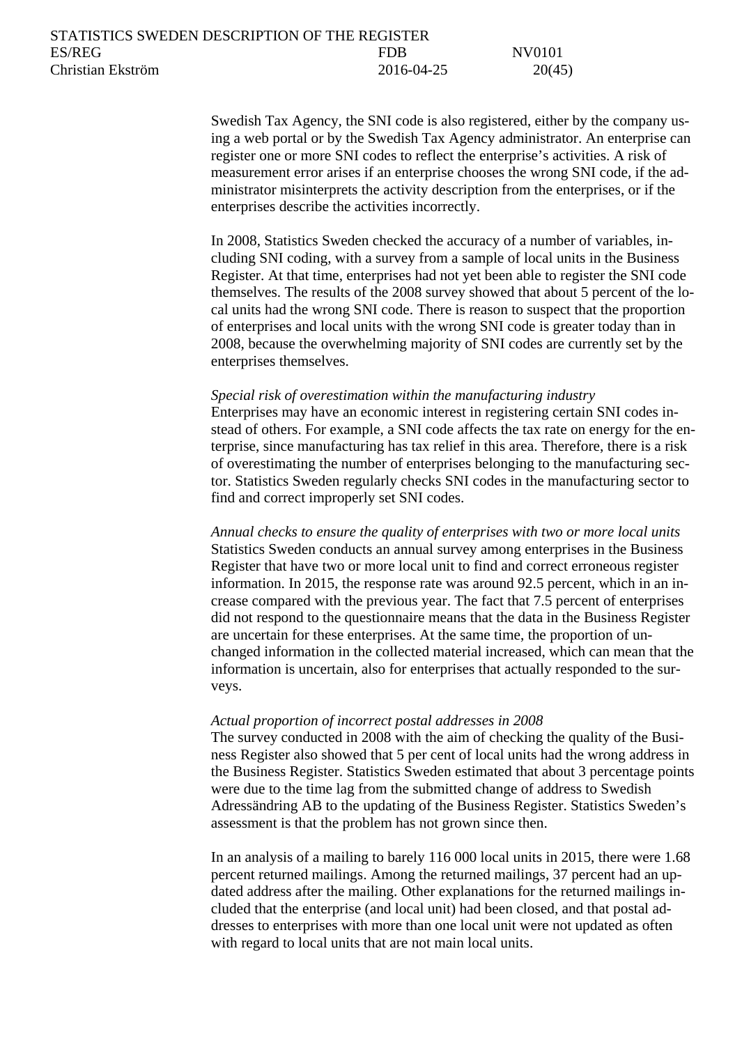Swedish Tax Agency, the SNI code is also registered, either by the company using a web portal or by the Swedish Tax Agency administrator. An enterprise can register one or more SNI codes to reflect the enterprise's activities. A risk of measurement error arises if an enterprise chooses the wrong SNI code, if the administrator misinterprets the activity description from the enterprises, or if the enterprises describe the activities incorrectly.

In 2008, Statistics Sweden checked the accuracy of a number of variables, including SNI coding, with a survey from a sample of local units in the Business Register. At that time, enterprises had not yet been able to register the SNI code themselves. The results of the 2008 survey showed that about 5 percent of the local units had the wrong SNI code. There is reason to suspect that the proportion of enterprises and local units with the wrong SNI code is greater today than in 2008, because the overwhelming majority of SNI codes are currently set by the enterprises themselves.

*Special risk of overestimation within the manufacturing industry*
Enterprises may have an economic interest in registering certain SNI codes instead of others. For example, a SNI code affects the tax rate on energy for the enterprise, since manufacturing has tax relief in this area. Therefore, there is a risk of overestimating the number of enterprises belonging to the manufacturing sector. Statistics Sweden regularly checks SNI codes in the manufacturing sector to find and correct improperly set SNI codes.

*Annual checks to ensure the quality of enterprises with two or more local units*
Statistics Sweden conducts an annual survey among enterprises in the Business Register that have two or more local unit to find and correct erroneous register information. In 2015, the response rate was around 92.5 percent, which in an increase compared with the previous year. The fact that 7.5 percent of enterprises did not respond to the questionnaire means that the data in the Business Register are uncertain for these enterprises. At the same time, the proportion of unchanged information in the collected material increased, which can mean that the information is uncertain, also for enterprises that actually responded to the surveys.

*Actual proportion of incorrect postal addresses in 2008*
The survey conducted in 2008 with the aim of checking the quality of the Business Register also showed that 5 per cent of local units had the wrong address in the Business Register. Statistics Sweden estimated that about 3 percentage points were due to the time lag from the submitted change of address to Swedish Adressändring AB to the updating of the Business Register. Statistics Sweden's assessment is that the problem has not grown since then.

In an analysis of a mailing to barely 116 000 local units in 2015, there were 1.68 percent returned mailings. Among the returned mailings, 37 percent had an updated address after the mailing. Other explanations for the returned mailings included that the enterprise (and local unit) had been closed, and that postal addresses to enterprises with more than one local unit were not updated as often with regard to local units that are not main local units.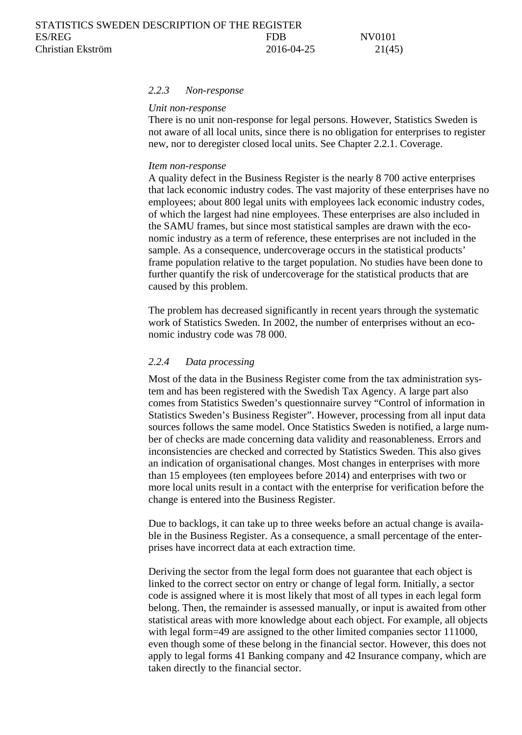### *2.2.3 Non-response*

*Unit non-response*

There is no unit non-response for legal persons. However, Statistics Sweden is not aware of all local units, since there is no obligation for enterprises to register new, nor to deregister closed local units. See Chapter 2.2.1. Coverage.

*Item non-response*

A quality defect in the Business Register is the nearly 8 700 active enterprises that lack economic industry codes. The vast majority of these enterprises have no employees; about 800 legal units with employees lack economic industry codes, of which the largest had nine employees. These enterprises are also included in the SAMU frames, but since most statistical samples are drawn with the economic industry as a term of reference, these enterprises are not included in the sample. As a consequence, undercoverage occurs in the statistical products' frame population relative to the target population. No studies have been done to further quantify the risk of undercoverage for the statistical products that are caused by this problem.

The problem has decreased significantly in recent years through the systematic work of Statistics Sweden. In 2002, the number of enterprises without an economic industry code was 78 000.

### *2.2.4 Data processing*

Most of the data in the Business Register come from the tax administration system and has been registered with the Swedish Tax Agency. A large part also comes from Statistics Sweden's questionnaire survey "Control of information in Statistics Sweden's Business Register". However, processing from all input data sources follows the same model. Once Statistics Sweden is notified, a large number of checks are made concerning data validity and reasonableness. Errors and inconsistencies are checked and corrected by Statistics Sweden. This also gives an indication of organisational changes. Most changes in enterprises with more than 15 employees (ten employees before 2014) and enterprises with two or more local units result in a contact with the enterprise for verification before the change is entered into the Business Register.

Due to backlogs, it can take up to three weeks before an actual change is available in the Business Register. As a consequence, a small percentage of the enterprises have incorrect data at each extraction time.

Deriving the sector from the legal form does not guarantee that each object is linked to the correct sector on entry or change of legal form. Initially, a sector code is assigned where it is most likely that most of all types in each legal form belong. Then, the remainder is assessed manually, or input is awaited from other statistical areas with more knowledge about each object. For example, all objects with legal form=49 are assigned to the other limited companies sector 111000, even though some of these belong in the financial sector. However, this does not apply to legal forms 41 Banking company and 42 Insurance company, which are taken directly to the financial sector.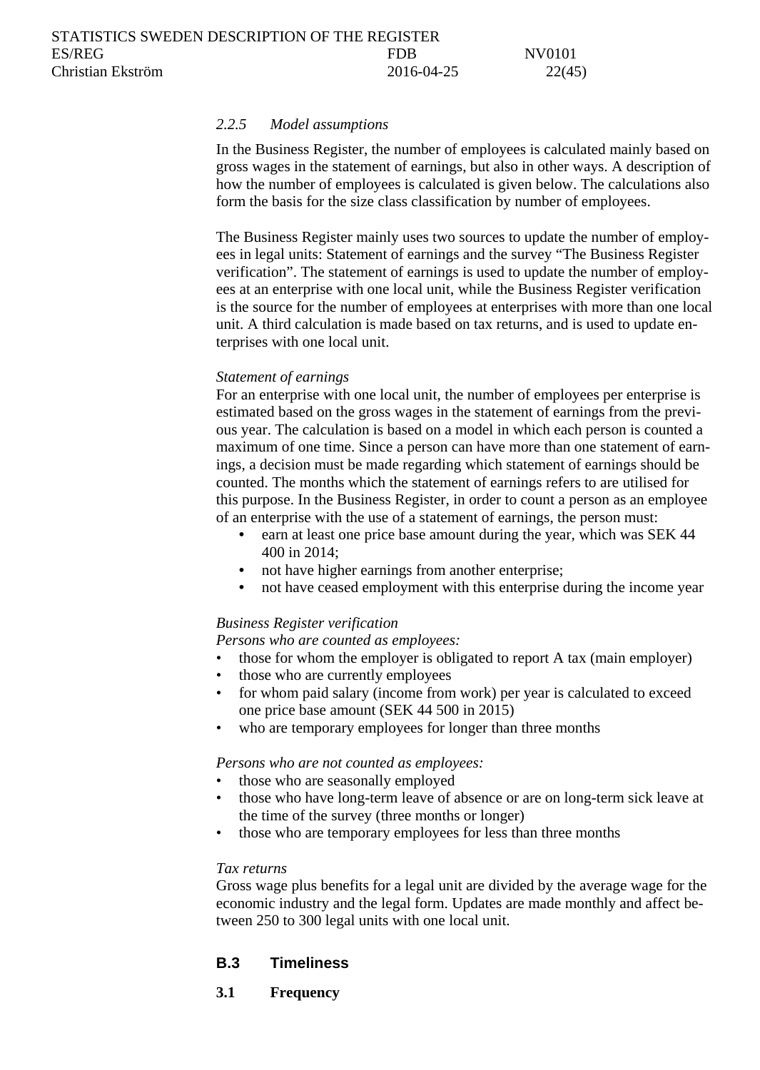### *2.2.5 Model assumptions*

In the Business Register, the number of employees is calculated mainly based on gross wages in the statement of earnings, but also in other ways. A description of how the number of employees is calculated is given below. The calculations also form the basis for the size class classification by number of employees.

The Business Register mainly uses two sources to update the number of employees in legal units: Statement of earnings and the survey "The Business Register verification". The statement of earnings is used to update the number of employees at an enterprise with one local unit, while the Business Register verification is the source for the number of employees at enterprises with more than one local unit. A third calculation is made based on tax returns, and is used to update enterprises with one local unit.

*Statement of earnings*
For an enterprise with one local unit, the number of employees per enterprise is estimated based on the gross wages in the statement of earnings from the previous year. The calculation is based on a model in which each person is counted a maximum of one time. Since a person can have more than one statement of earnings, a decision must be made regarding which statement of earnings should be counted. The months which the statement of earnings refers to are utilised for this purpose. In the Business Register, in order to count a person as an employee of an enterprise with the use of a statement of earnings, the person must:

- earn at least one price base amount during the year, which was SEK 44 400 in 2014;
- not have higher earnings from another enterprise;
- not have ceased employment with this enterprise during the income year

*Business Register verification*
*Persons who are counted as employees:*

- those for whom the employer is obligated to report A tax (main employer)
- those who are currently employees
- for whom paid salary (income from work) per year is calculated to exceed one price base amount (SEK 44 500 in 2015)
- who are temporary employees for longer than three months

*Persons who are not counted as employees:*

- those who are seasonally employed
- those who have long-term leave of absence or are on long-term sick leave at the time of the survey (three months or longer)
- those who are temporary employees for less than three months

*Tax returns*
Gross wage plus benefits for a legal unit are divided by the average wage for the economic industry and the legal form. Updates are made monthly and affect between 250 to 300 legal units with one local unit.

## B.3 Timeliness

### 3.1 Frequency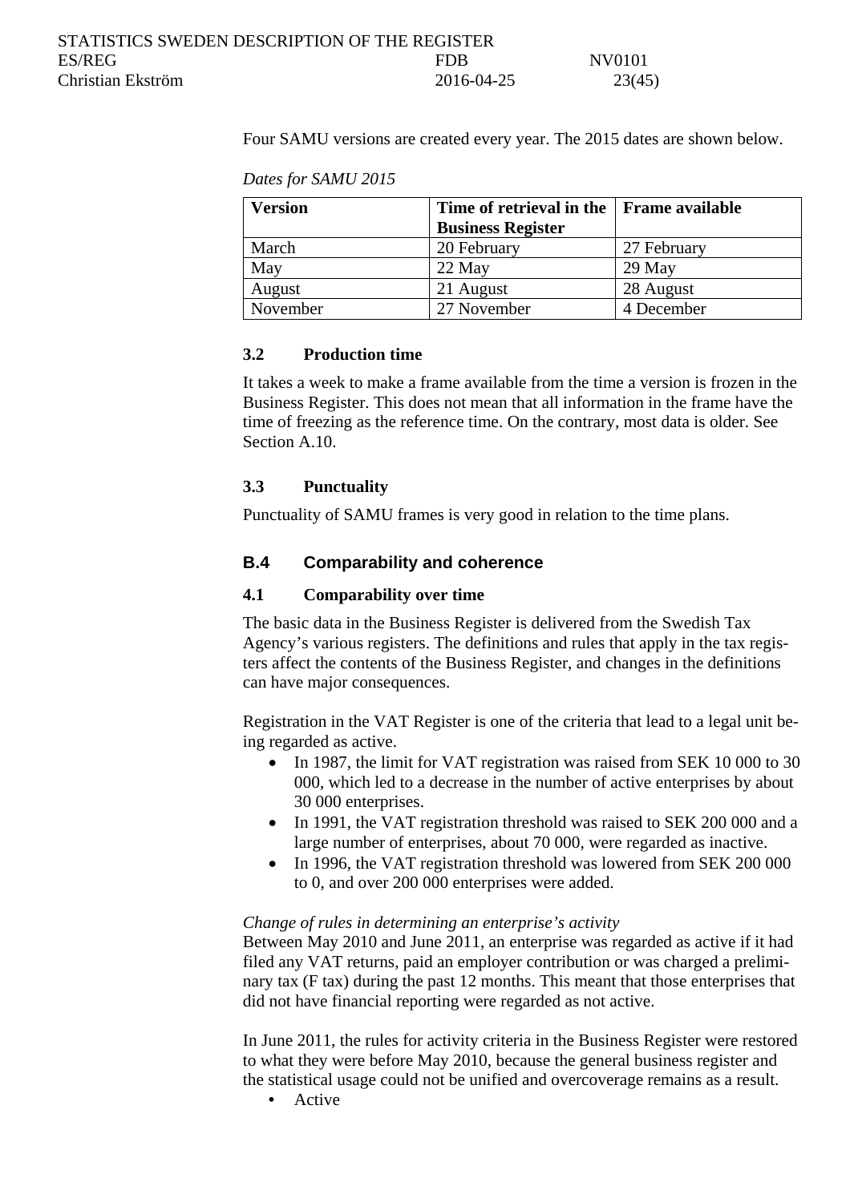Four SAMU versions are created every year. The 2015 dates are shown below.

*Dates for SAMU 2015*

| Version | Time of retrieval in the Business Register | Frame available |
|---|---|---|
| March | 20 February | 27 February |
| May | 22 May | 29 May |
| August | 21 August | 28 August |
| November | 27 November | 4 December |

### 3.2 Production time

It takes a week to make a frame available from the time a version is frozen in the Business Register. This does not mean that all information in the frame have the time of freezing as the reference time. On the contrary, most data is older. See Section A.10.

### 3.3 Punctuality

Punctuality of SAMU frames is very good in relation to the time plans.

## B.4 Comparability and coherence

### 4.1 Comparability over time

The basic data in the Business Register is delivered from the Swedish Tax Agency's various registers. The definitions and rules that apply in the tax registers affect the contents of the Business Register, and changes in the definitions can have major consequences.

Registration in the VAT Register is one of the criteria that lead to a legal unit being regarded as active.

- In 1987, the limit for VAT registration was raised from SEK 10 000 to 30 000, which led to a decrease in the number of active enterprises by about 30 000 enterprises.
- In 1991, the VAT registration threshold was raised to SEK 200 000 and a large number of enterprises, about 70 000, were regarded as inactive.
- In 1996, the VAT registration threshold was lowered from SEK 200 000 to 0, and over 200 000 enterprises were added.

*Change of rules in determining an enterprise's activity*
Between May 2010 and June 2011, an enterprise was regarded as active if it had filed any VAT returns, paid an employer contribution or was charged a preliminary tax (F tax) during the past 12 months. This meant that those enterprises that did not have financial reporting were regarded as not active.

In June 2011, the rules for activity criteria in the Business Register were restored to what they were before May 2010, because the general business register and the statistical usage could not be unified and overcoverage remains as a result.

- Active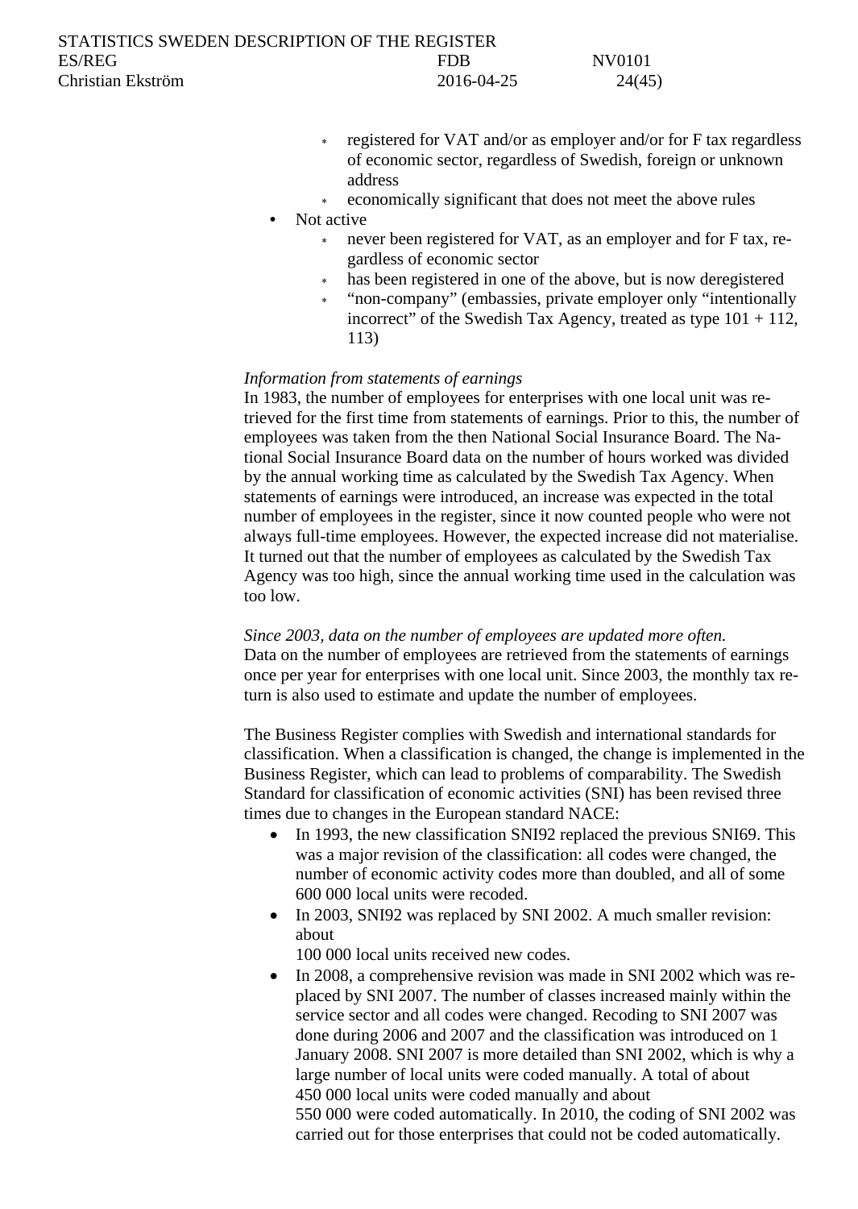- registered for VAT and/or as employer and/or for F tax regardless of economic sector, regardless of Swedish, foreign or unknown address
    - economically significant that does not meet the above rules
- Not active
    - never been registered for VAT, as an employer and for F tax, regardless of economic sector
    - has been registered in one of the above, but is now deregistered
    - "non-company" (embassies, private employer only "intentionally incorrect" of the Swedish Tax Agency, treated as type 101 + 112, 113)

*Information from statements of earnings*
In 1983, the number of employees for enterprises with one local unit was retrieved for the first time from statements of earnings. Prior to this, the number of employees was taken from the then National Social Insurance Board. The National Social Insurance Board data on the number of hours worked was divided by the annual working time as calculated by the Swedish Tax Agency. When statements of earnings were introduced, an increase was expected in the total number of employees in the register, since it now counted people who were not always full-time employees. However, the expected increase did not materialise. It turned out that the number of employees as calculated by the Swedish Tax Agency was too high, since the annual working time used in the calculation was too low.

*Since 2003, data on the number of employees are updated more often.*
Data on the number of employees are retrieved from the statements of earnings once per year for enterprises with one local unit. Since 2003, the monthly tax return is also used to estimate and update the number of employees.

The Business Register complies with Swedish and international standards for classification. When a classification is changed, the change is implemented in the Business Register, which can lead to problems of comparability. The Swedish Standard for classification of economic activities (SNI) has been revised three times due to changes in the European standard NACE:

- In 1993, the new classification SNI92 replaced the previous SNI69. This was a major revision of the classification: all codes were changed, the number of economic activity codes more than doubled, and all of some 600 000 local units were recoded.
- In 2003, SNI92 was replaced by SNI 2002. A much smaller revision: about 100 000 local units received new codes.
- In 2008, a comprehensive revision was made in SNI 2002 which was replaced by SNI 2007. The number of classes increased mainly within the service sector and all codes were changed. Recoding to SNI 2007 was done during 2006 and 2007 and the classification was introduced on 1 January 2008. SNI 2007 is more detailed than SNI 2002, which is why a large number of local units were coded manually. A total of about 450 000 local units were coded manually and about 550 000 were coded automatically. In 2010, the coding of SNI 2002 was carried out for those enterprises that could not be coded automatically.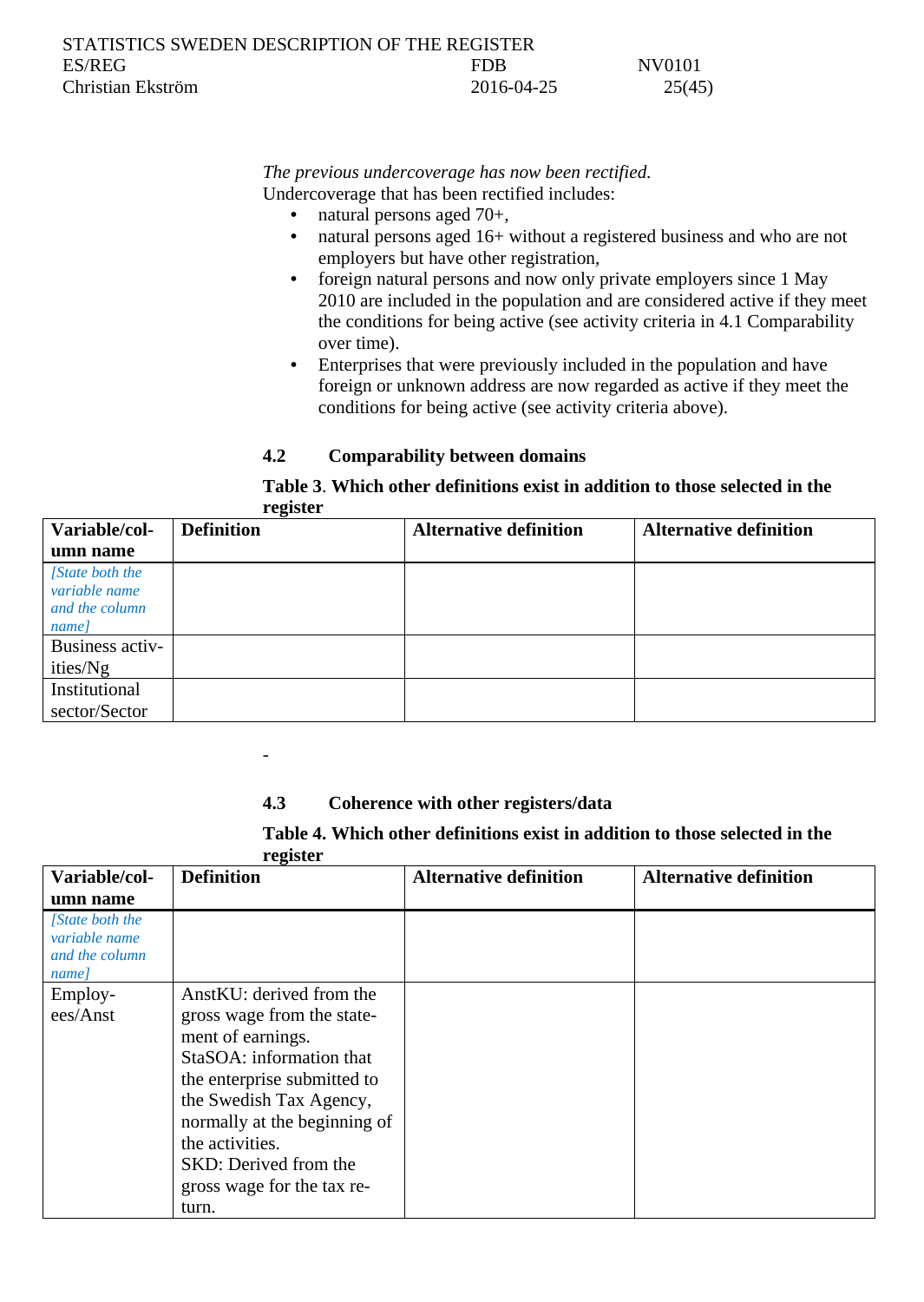*The previous undercoverage has now been rectified.*
Undercoverage that has been rectified includes:

- natural persons aged 70+,
- natural persons aged 16+ without a registered business and who are not employers but have other registration,
- foreign natural persons and now only private employers since 1 May 2010 are included in the population and are considered active if they meet the conditions for being active (see activity criteria in 4.1 Comparability over time).
- Enterprises that were previously included in the population and have foreign or unknown address are now regarded as active if they meet the conditions for being active (see activity criteria above).

### 4.2 Comparability between domains

**Table 3. Which other definitions exist in addition to those selected in the register**

| Variable/column name | Definition | Alternative definition | Alternative definition |
|---|---|---|---|
| *[State both the variable name and the column name]* | | | |
| Business activities/Ng | | | |
| Institutional sector/Sector | | | |

-

### 4.3 Coherence with other registers/data

**Table 4. Which other definitions exist in addition to those selected in the register**

| Variable/column name | Definition | Alternative definition | Alternative definition |
|---|---|---|---|
| *[State both the variable name and the column name]* | | | |
| Employees/Anst | AnstKU: derived from the gross wage from the statement of earnings. StaSOA: information that the enterprise submitted to the Swedish Tax Agency, normally at the beginning of the activities. SKD: Derived from the gross wage for the tax return. | | |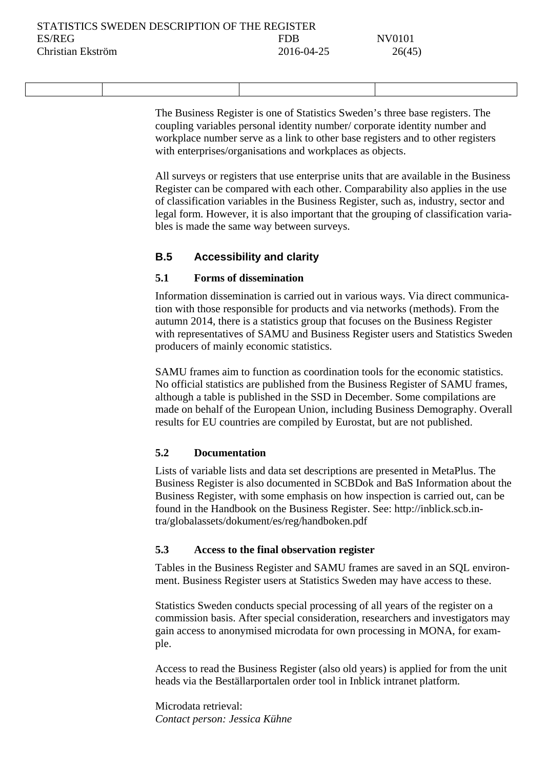The Business Register is one of Statistics Sweden's three base registers. The coupling variables personal identity number/ corporate identity number and workplace number serve as a link to other base registers and to other registers with enterprises/organisations and workplaces as objects.

All surveys or registers that use enterprise units that are available in the Business Register can be compared with each other. Comparability also applies in the use of classification variables in the Business Register, such as, industry, sector and legal form. However, it is also important that the grouping of classification variables is made the same way between surveys.

## B.5 Accessibility and clarity

### 5.1 Forms of dissemination

Information dissemination is carried out in various ways. Via direct communication with those responsible for products and via networks (methods). From the autumn 2014, there is a statistics group that focuses on the Business Register with representatives of SAMU and Business Register users and Statistics Sweden producers of mainly economic statistics.

SAMU frames aim to function as coordination tools for the economic statistics. No official statistics are published from the Business Register of SAMU frames, although a table is published in the SSD in December. Some compilations are made on behalf of the European Union, including Business Demography. Overall results for EU countries are compiled by Eurostat, but are not published.

### 5.2 Documentation

Lists of variable lists and data set descriptions are presented in MetaPlus. The Business Register is also documented in SCBDok and BaS Information about the Business Register, with some emphasis on how inspection is carried out, can be found in the Handbook on the Business Register. See: http://inblick.scb.intra/globalassets/dokument/es/reg/handboken.pdf

### 5.3 Access to the final observation register

Tables in the Business Register and SAMU frames are saved in an SQL environment. Business Register users at Statistics Sweden may have access to these.

Statistics Sweden conducts special processing of all years of the register on a commission basis. After special consideration, researchers and investigators may gain access to anonymised microdata for own processing in MONA, for example.

Access to read the Business Register (also old years) is applied for from the unit heads via the Beställarportalen order tool in Inblick intranet platform.

Microdata retrieval:
*Contact person: Jessica Kühne*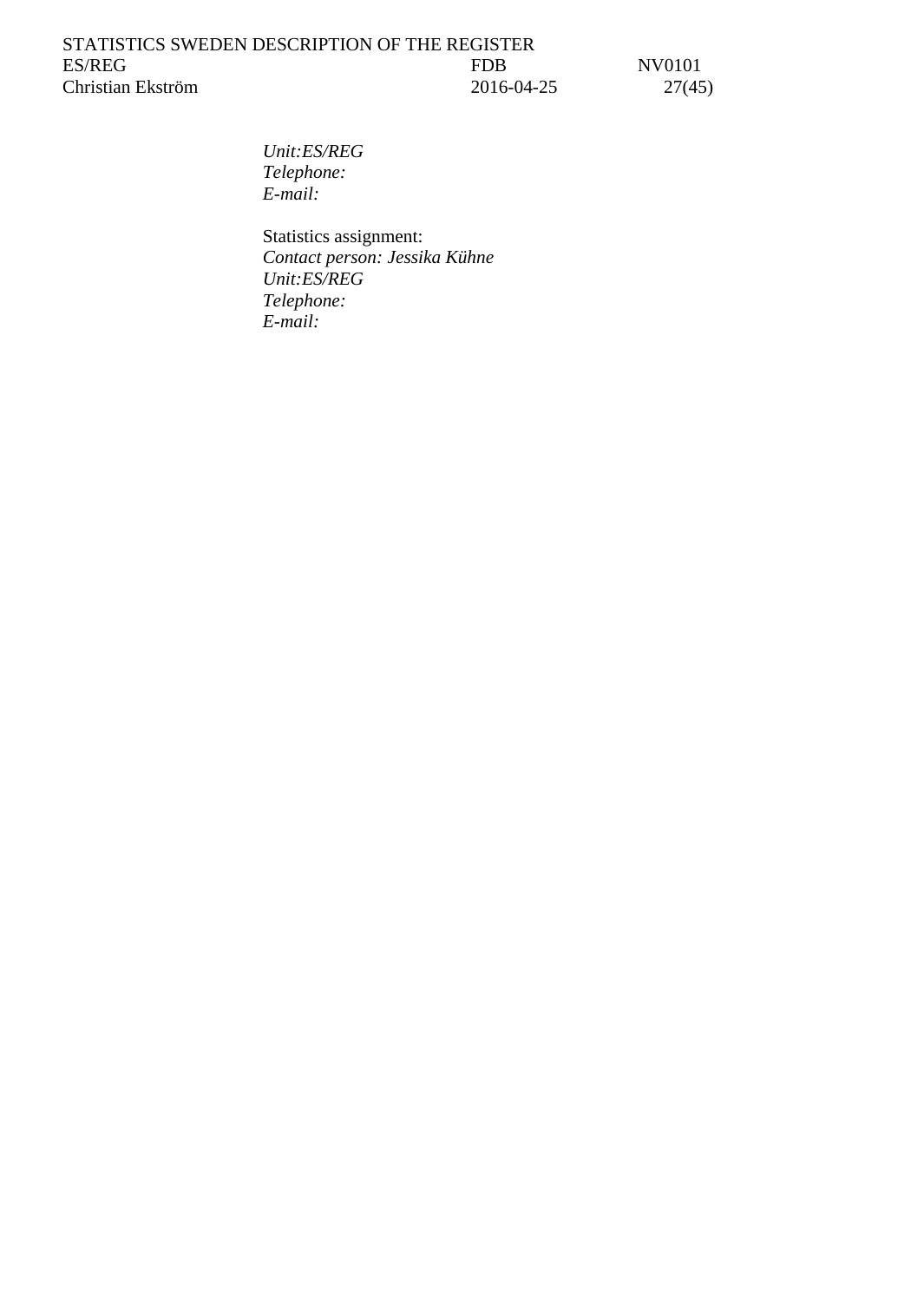*Unit:ES/REG*
*Telephone:*
*E-mail:*

Statistics assignment:
*Contact person: Jessika Kühne*
*Unit:ES/REG*
*Telephone:*
*E-mail:*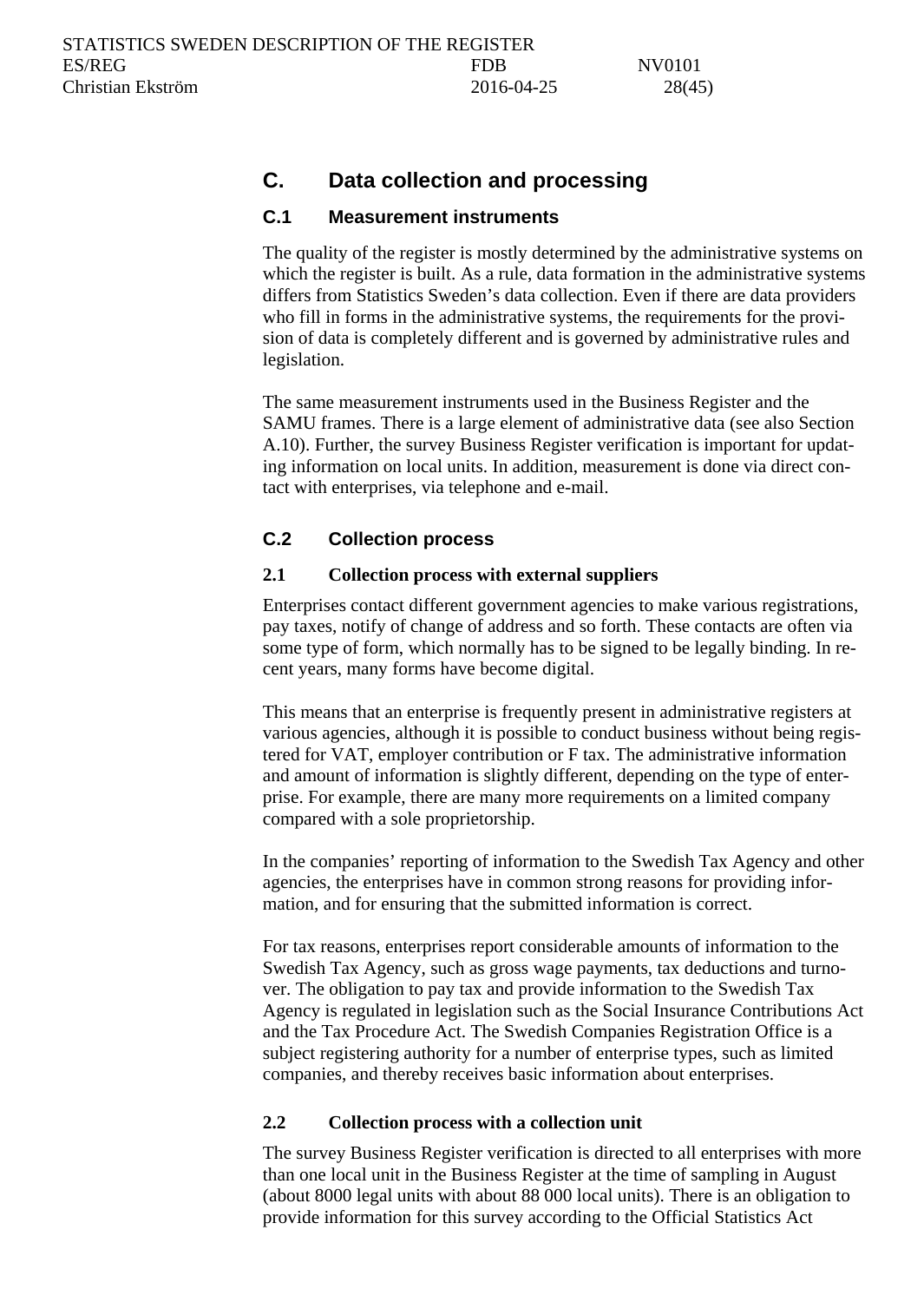# C. Data collection and processing

## C.1 Measurement instruments

The quality of the register is mostly determined by the administrative systems on which the register is built. As a rule, data formation in the administrative systems differs from Statistics Sweden's data collection. Even if there are data providers who fill in forms in the administrative systems, the requirements for the provision of data is completely different and is governed by administrative rules and legislation.

The same measurement instruments used in the Business Register and the SAMU frames. There is a large element of administrative data (see also Section A.10). Further, the survey Business Register verification is important for updating information on local units. In addition, measurement is done via direct contact with enterprises, via telephone and e-mail.

## C.2 Collection process

### 2.1 Collection process with external suppliers

Enterprises contact different government agencies to make various registrations, pay taxes, notify of change of address and so forth. These contacts are often via some type of form, which normally has to be signed to be legally binding. In recent years, many forms have become digital.

This means that an enterprise is frequently present in administrative registers at various agencies, although it is possible to conduct business without being registered for VAT, employer contribution or F tax. The administrative information and amount of information is slightly different, depending on the type of enterprise. For example, there are many more requirements on a limited company compared with a sole proprietorship.

In the companies' reporting of information to the Swedish Tax Agency and other agencies, the enterprises have in common strong reasons for providing information, and for ensuring that the submitted information is correct.

For tax reasons, enterprises report considerable amounts of information to the Swedish Tax Agency, such as gross wage payments, tax deductions and turnover. The obligation to pay tax and provide information to the Swedish Tax Agency is regulated in legislation such as the Social Insurance Contributions Act and the Tax Procedure Act. The Swedish Companies Registration Office is a subject registering authority for a number of enterprise types, such as limited companies, and thereby receives basic information about enterprises.

### 2.2 Collection process with a collection unit

The survey Business Register verification is directed to all enterprises with more than one local unit in the Business Register at the time of sampling in August (about 8000 legal units with about 88 000 local units). There is an obligation to provide information for this survey according to the Official Statistics Act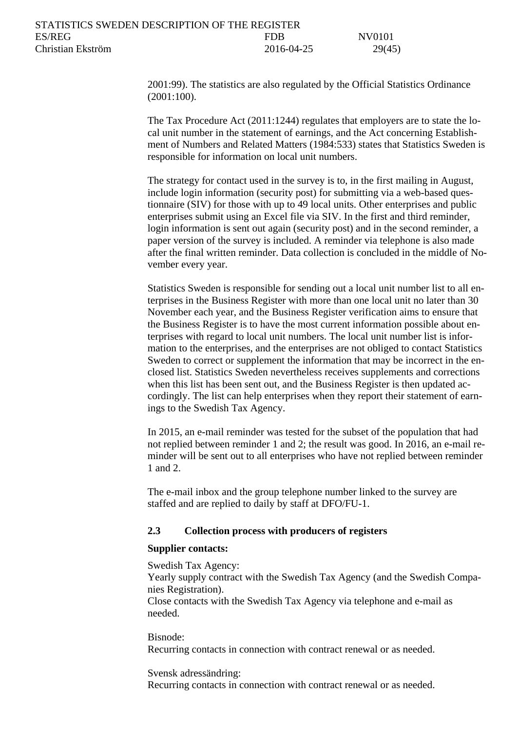2001:99). The statistics are also regulated by the Official Statistics Ordinance (2001:100).

The Tax Procedure Act (2011:1244) regulates that employers are to state the local unit number in the statement of earnings, and the Act concerning Establishment of Numbers and Related Matters (1984:533) states that Statistics Sweden is responsible for information on local unit numbers.

The strategy for contact used in the survey is to, in the first mailing in August, include login information (security post) for submitting via a web-based questionnaire (SIV) for those with up to 49 local units. Other enterprises and public enterprises submit using an Excel file via SIV. In the first and third reminder, login information is sent out again (security post) and in the second reminder, a paper version of the survey is included. A reminder via telephone is also made after the final written reminder. Data collection is concluded in the middle of November every year.

Statistics Sweden is responsible for sending out a local unit number list to all enterprises in the Business Register with more than one local unit no later than 30 November each year, and the Business Register verification aims to ensure that the Business Register is to have the most current information possible about enterprises with regard to local unit numbers. The local unit number list is information to the enterprises, and the enterprises are not obliged to contact Statistics Sweden to correct or supplement the information that may be incorrect in the enclosed list. Statistics Sweden nevertheless receives supplements and corrections when this list has been sent out, and the Business Register is then updated accordingly. The list can help enterprises when they report their statement of earnings to the Swedish Tax Agency.

In 2015, an e-mail reminder was tested for the subset of the population that had not replied between reminder 1 and 2; the result was good. In 2016, an e-mail reminder will be sent out to all enterprises who have not replied between reminder 1 and 2.

The e-mail inbox and the group telephone number linked to the survey are staffed and are replied to daily by staff at DFO/FU-1.

## 2.3 Collection process with producers of registers

**Supplier contacts:**

Swedish Tax Agency:
Yearly supply contract with the Swedish Tax Agency (and the Swedish Companies Registration).
Close contacts with the Swedish Tax Agency via telephone and e-mail as needed.

Bisnode:
Recurring contacts in connection with contract renewal or as needed.

Svensk adressändring:
Recurring contacts in connection with contract renewal or as needed.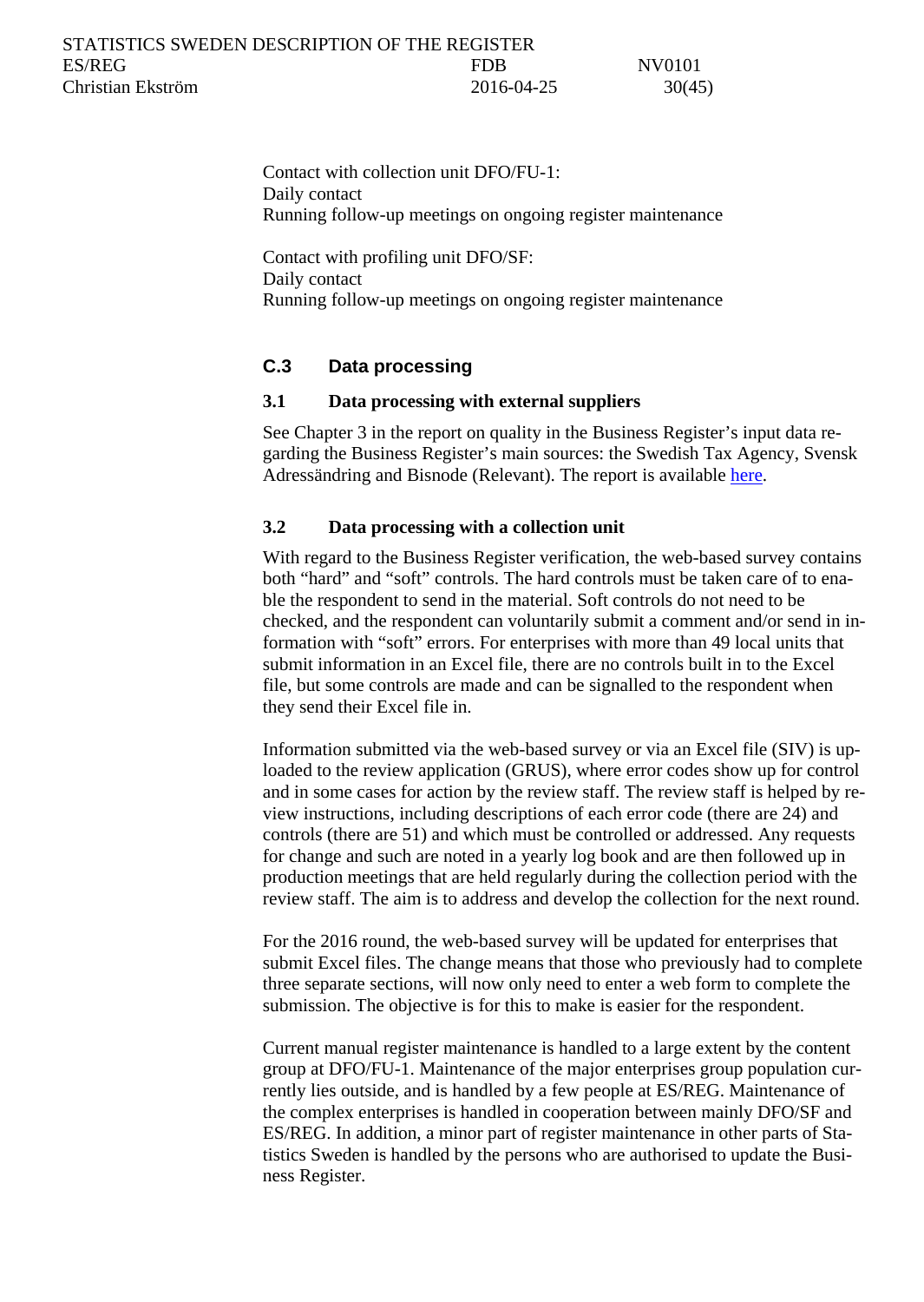Contact with collection unit DFO/FU-1:
Daily contact
Running follow-up meetings on ongoing register maintenance

Contact with profiling unit DFO/SF:
Daily contact
Running follow-up meetings on ongoing register maintenance

## C.3 Data processing

### 3.1 Data processing with external suppliers

See Chapter 3 in the report on quality in the Business Register's input data regarding the Business Register's main sources: the Swedish Tax Agency, Svensk Adressändring and Bisnode (Relevant). The report is available here.

### 3.2 Data processing with a collection unit

With regard to the Business Register verification, the web-based survey contains both "hard" and "soft" controls. The hard controls must be taken care of to enable the respondent to send in the material. Soft controls do not need to be checked, and the respondent can voluntarily submit a comment and/or send in information with "soft" errors. For enterprises with more than 49 local units that submit information in an Excel file, there are no controls built in to the Excel file, but some controls are made and can be signalled to the respondent when they send their Excel file in.

Information submitted via the web-based survey or via an Excel file (SIV) is uploaded to the review application (GRUS), where error codes show up for control and in some cases for action by the review staff. The review staff is helped by review instructions, including descriptions of each error code (there are 24) and controls (there are 51) and which must be controlled or addressed. Any requests for change and such are noted in a yearly log book and are then followed up in production meetings that are held regularly during the collection period with the review staff. The aim is to address and develop the collection for the next round.

For the 2016 round, the web-based survey will be updated for enterprises that submit Excel files. The change means that those who previously had to complete three separate sections, will now only need to enter a web form to complete the submission. The objective is for this to make is easier for the respondent.

Current manual register maintenance is handled to a large extent by the content group at DFO/FU-1. Maintenance of the major enterprises group population currently lies outside, and is handled by a few people at ES/REG. Maintenance of the complex enterprises is handled in cooperation between mainly DFO/SF and ES/REG. In addition, a minor part of register maintenance in other parts of Statistics Sweden is handled by the persons who are authorised to update the Business Register.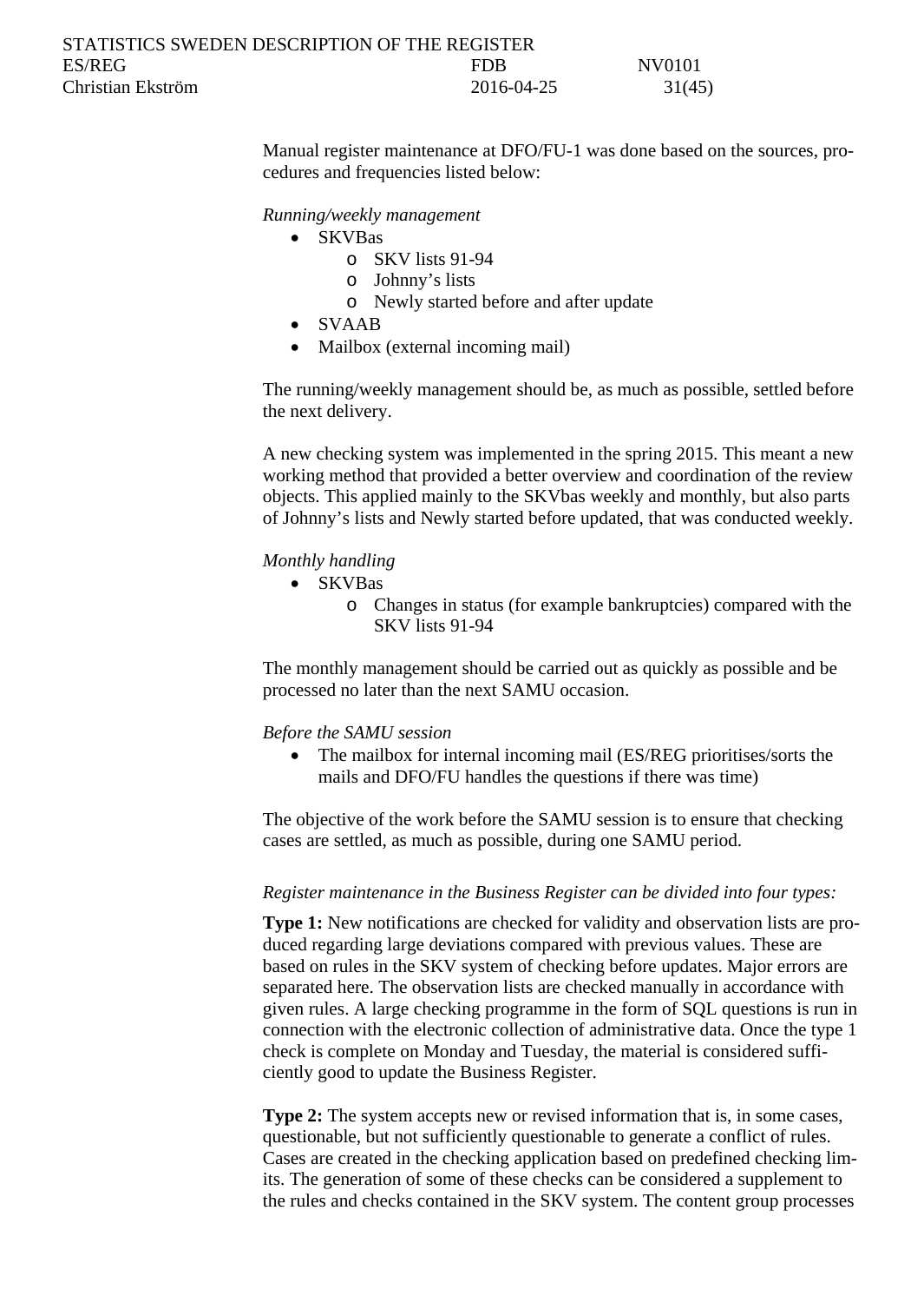Manual register maintenance at DFO/FU-1 was done based on the sources, procedures and frequencies listed below:

*Running/weekly management*

- SKVBas
  - SKV lists 91-94
  - Johnny's lists
  - Newly started before and after update
- SVAAB
- Mailbox (external incoming mail)

The running/weekly management should be, as much as possible, settled before the next delivery.

A new checking system was implemented in the spring 2015. This meant a new working method that provided a better overview and coordination of the review objects. This applied mainly to the SKVbas weekly and monthly, but also parts of Johnny's lists and Newly started before updated, that was conducted weekly.

*Monthly handling*

- SKVBas
  - Changes in status (for example bankruptcies) compared with the SKV lists 91-94

The monthly management should be carried out as quickly as possible and be processed no later than the next SAMU occasion.

*Before the SAMU session*

- The mailbox for internal incoming mail (ES/REG prioritises/sorts the mails and DFO/FU handles the questions if there was time)

The objective of the work before the SAMU session is to ensure that checking cases are settled, as much as possible, during one SAMU period.

*Register maintenance in the Business Register can be divided into four types:*

**Type 1:** New notifications are checked for validity and observation lists are produced regarding large deviations compared with previous values. These are based on rules in the SKV system of checking before updates. Major errors are separated here. The observation lists are checked manually in accordance with given rules. A large checking programme in the form of SQL questions is run in connection with the electronic collection of administrative data. Once the type 1 check is complete on Monday and Tuesday, the material is considered sufficiently good to update the Business Register.

**Type 2:** The system accepts new or revised information that is, in some cases, questionable, but not sufficiently questionable to generate a conflict of rules. Cases are created in the checking application based on predefined checking limits. The generation of some of these checks can be considered a supplement to the rules and checks contained in the SKV system. The content group processes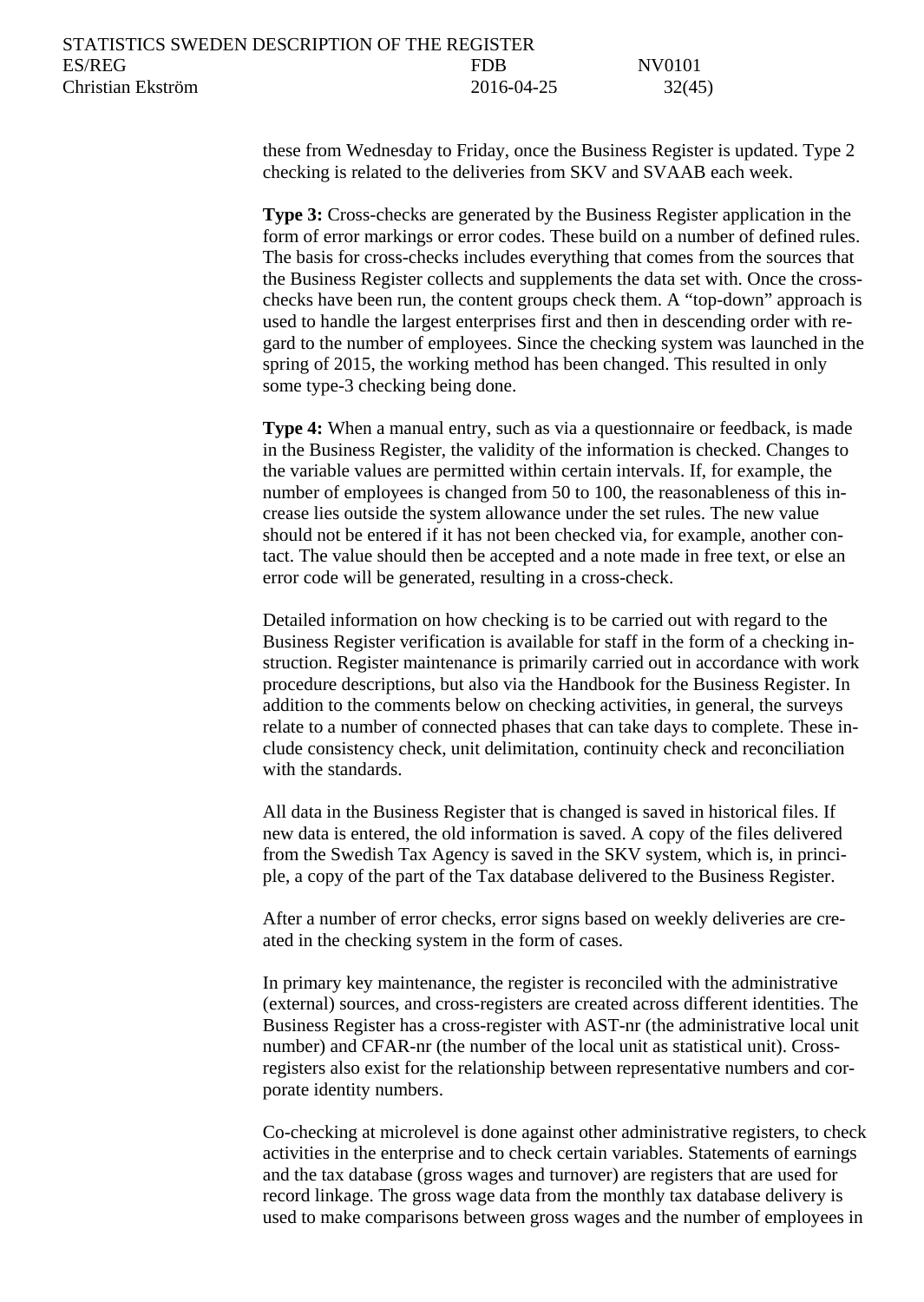these from Wednesday to Friday, once the Business Register is updated. Type 2 checking is related to the deliveries from SKV and SVAAB each week.

**Type 3:** Cross-checks are generated by the Business Register application in the form of error markings or error codes. These build on a number of defined rules. The basis for cross-checks includes everything that comes from the sources that the Business Register collects and supplements the data set with. Once the cross-checks have been run, the content groups check them. A "top-down" approach is used to handle the largest enterprises first and then in descending order with regard to the number of employees. Since the checking system was launched in the spring of 2015, the working method has been changed. This resulted in only some type-3 checking being done.

**Type 4:** When a manual entry, such as via a questionnaire or feedback, is made in the Business Register, the validity of the information is checked. Changes to the variable values are permitted within certain intervals. If, for example, the number of employees is changed from 50 to 100, the reasonableness of this increase lies outside the system allowance under the set rules. The new value should not be entered if it has not been checked via, for example, another contact. The value should then be accepted and a note made in free text, or else an error code will be generated, resulting in a cross-check.

Detailed information on how checking is to be carried out with regard to the Business Register verification is available for staff in the form of a checking instruction. Register maintenance is primarily carried out in accordance with work procedure descriptions, but also via the Handbook for the Business Register. In addition to the comments below on checking activities, in general, the surveys relate to a number of connected phases that can take days to complete. These include consistency check, unit delimitation, continuity check and reconciliation with the standards.

All data in the Business Register that is changed is saved in historical files. If new data is entered, the old information is saved. A copy of the files delivered from the Swedish Tax Agency is saved in the SKV system, which is, in principle, a copy of the part of the Tax database delivered to the Business Register.

After a number of error checks, error signs based on weekly deliveries are created in the checking system in the form of cases.

In primary key maintenance, the register is reconciled with the administrative (external) sources, and cross-registers are created across different identities. The Business Register has a cross-register with AST-nr (the administrative local unit number) and CFAR-nr (the number of the local unit as statistical unit). Cross-registers also exist for the relationship between representative numbers and corporate identity numbers.

Co-checking at microlevel is done against other administrative registers, to check activities in the enterprise and to check certain variables. Statements of earnings and the tax database (gross wages and turnover) are registers that are used for record linkage. The gross wage data from the monthly tax database delivery is used to make comparisons between gross wages and the number of employees in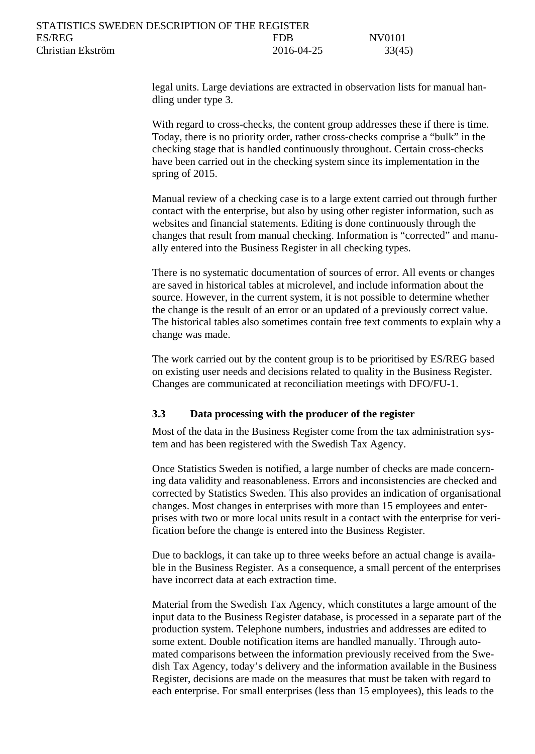legal units. Large deviations are extracted in observation lists for manual handling under type 3.

With regard to cross-checks, the content group addresses these if there is time. Today, there is no priority order, rather cross-checks comprise a “bulk” in the checking stage that is handled continuously throughout. Certain cross-checks have been carried out in the checking system since its implementation in the spring of 2015.

Manual review of a checking case is to a large extent carried out through further contact with the enterprise, but also by using other register information, such as websites and financial statements. Editing is done continuously through the changes that result from manual checking. Information is “corrected” and manually entered into the Business Register in all checking types.

There is no systematic documentation of sources of error. All events or changes are saved in historical tables at microlevel, and include information about the source. However, in the current system, it is not possible to determine whether the change is the result of an error or an updated of a previously correct value. The historical tables also sometimes contain free text comments to explain why a change was made.

The work carried out by the content group is to be prioritised by ES/REG based on existing user needs and decisions related to quality in the Business Register. Changes are communicated at reconciliation meetings with DFO/FU-1.

### 3.3 Data processing with the producer of the register

Most of the data in the Business Register come from the tax administration system and has been registered with the Swedish Tax Agency.

Once Statistics Sweden is notified, a large number of checks are made concerning data validity and reasonableness. Errors and inconsistencies are checked and corrected by Statistics Sweden. This also provides an indication of organisational changes. Most changes in enterprises with more than 15 employees and enterprises with two or more local units result in a contact with the enterprise for verification before the change is entered into the Business Register.

Due to backlogs, it can take up to three weeks before an actual change is available in the Business Register. As a consequence, a small percent of the enterprises have incorrect data at each extraction time.

Material from the Swedish Tax Agency, which constitutes a large amount of the input data to the Business Register database, is processed in a separate part of the production system. Telephone numbers, industries and addresses are edited to some extent. Double notification items are handled manually. Through automated comparisons between the information previously received from the Swedish Tax Agency, today’s delivery and the information available in the Business Register, decisions are made on the measures that must be taken with regard to each enterprise. For small enterprises (less than 15 employees), this leads to the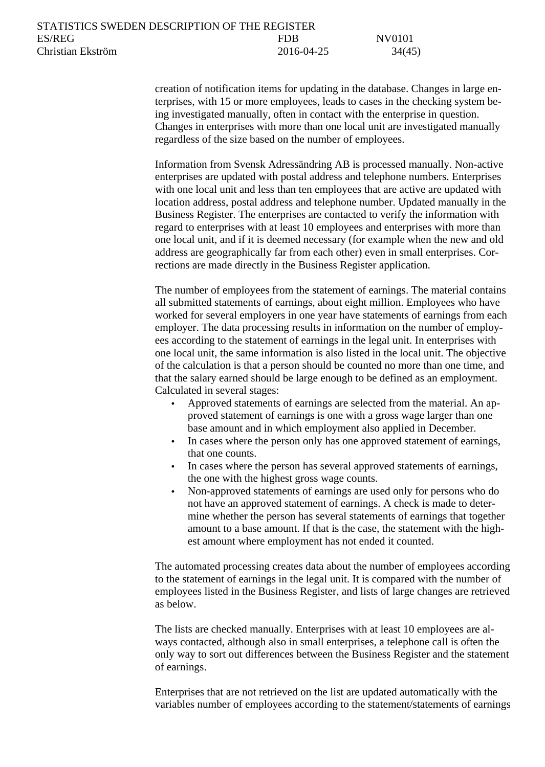creation of notification items for updating in the database. Changes in large enterprises, with 15 or more employees, leads to cases in the checking system being investigated manually, often in contact with the enterprise in question. Changes in enterprises with more than one local unit are investigated manually regardless of the size based on the number of employees.

Information from Svensk Adressändring AB is processed manually. Non-active enterprises are updated with postal address and telephone numbers. Enterprises with one local unit and less than ten employees that are active are updated with location address, postal address and telephone number. Updated manually in the Business Register. The enterprises are contacted to verify the information with regard to enterprises with at least 10 employees and enterprises with more than one local unit, and if it is deemed necessary (for example when the new and old address are geographically far from each other) even in small enterprises. Corrections are made directly in the Business Register application.

The number of employees from the statement of earnings. The material contains all submitted statements of earnings, about eight million. Employees who have worked for several employers in one year have statements of earnings from each employer. The data processing results in information on the number of employees according to the statement of earnings in the legal unit. In enterprises with one local unit, the same information is also listed in the local unit. The objective of the calculation is that a person should be counted no more than one time, and that the salary earned should be large enough to be defined as an employment. Calculated in several stages:

- Approved statements of earnings are selected from the material. An approved statement of earnings is one with a gross wage larger than one base amount and in which employment also applied in December.
- In cases where the person only has one approved statement of earnings, that one counts.
- In cases where the person has several approved statements of earnings, the one with the highest gross wage counts.
- Non-approved statements of earnings are used only for persons who do not have an approved statement of earnings. A check is made to determine whether the person has several statements of earnings that together amount to a base amount. If that is the case, the statement with the highest amount where employment has not ended it counted.

The automated processing creates data about the number of employees according to the statement of earnings in the legal unit. It is compared with the number of employees listed in the Business Register, and lists of large changes are retrieved as below.

The lists are checked manually. Enterprises with at least 10 employees are always contacted, although also in small enterprises, a telephone call is often the only way to sort out differences between the Business Register and the statement of earnings.

Enterprises that are not retrieved on the list are updated automatically with the variables number of employees according to the statement/statements of earnings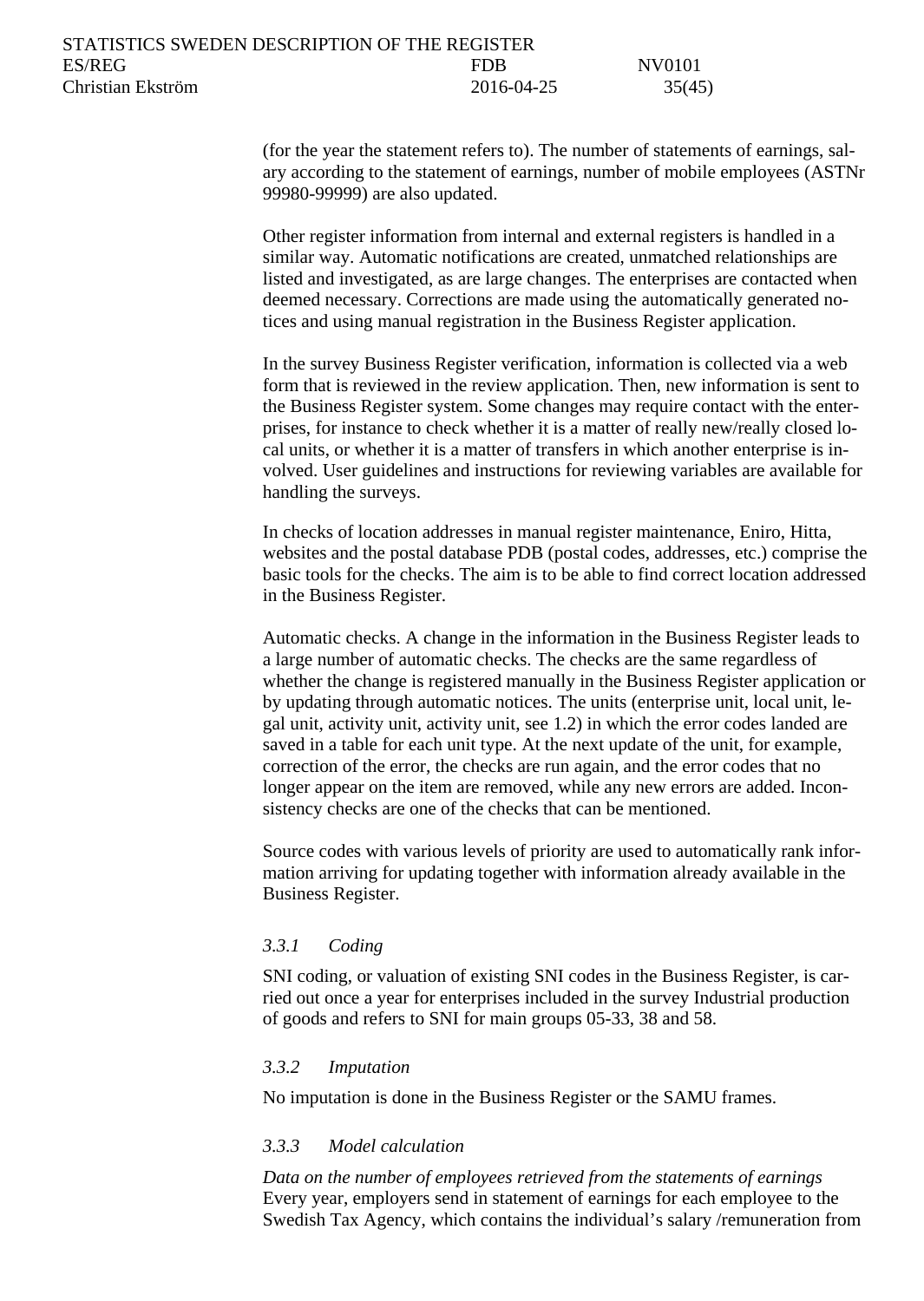(for the year the statement refers to). The number of statements of earnings, salary according to the statement of earnings, number of mobile employees (ASTNr 99980-99999) are also updated.

Other register information from internal and external registers is handled in a similar way. Automatic notifications are created, unmatched relationships are listed and investigated, as are large changes. The enterprises are contacted when deemed necessary. Corrections are made using the automatically generated notices and using manual registration in the Business Register application.

In the survey Business Register verification, information is collected via a web form that is reviewed in the review application. Then, new information is sent to the Business Register system. Some changes may require contact with the enterprises, for instance to check whether it is a matter of really new/really closed local units, or whether it is a matter of transfers in which another enterprise is involved. User guidelines and instructions for reviewing variables are available for handling the surveys.

In checks of location addresses in manual register maintenance, Eniro, Hitta, websites and the postal database PDB (postal codes, addresses, etc.) comprise the basic tools for the checks. The aim is to be able to find correct location addressed in the Business Register.

Automatic checks. A change in the information in the Business Register leads to a large number of automatic checks. The checks are the same regardless of whether the change is registered manually in the Business Register application or by updating through automatic notices. The units (enterprise unit, local unit, legal unit, activity unit, activity unit, see 1.2) in which the error codes landed are saved in a table for each unit type. At the next update of the unit, for example, correction of the error, the checks are run again, and the error codes that no longer appear on the item are removed, while any new errors are added. Inconsistency checks are one of the checks that can be mentioned.

Source codes with various levels of priority are used to automatically rank information arriving for updating together with information already available in the Business Register.

### *3.3.1 Coding*

SNI coding, or valuation of existing SNI codes in the Business Register, is carried out once a year for enterprises included in the survey Industrial production of goods and refers to SNI for main groups 05-33, 38 and 58.

### *3.3.2 Imputation*

No imputation is done in the Business Register or the SAMU frames.

### *3.3.3 Model calculation*

*Data on the number of employees retrieved from the statements of earnings*
Every year, employers send in statement of earnings for each employee to the Swedish Tax Agency, which contains the individual's salary /remuneration from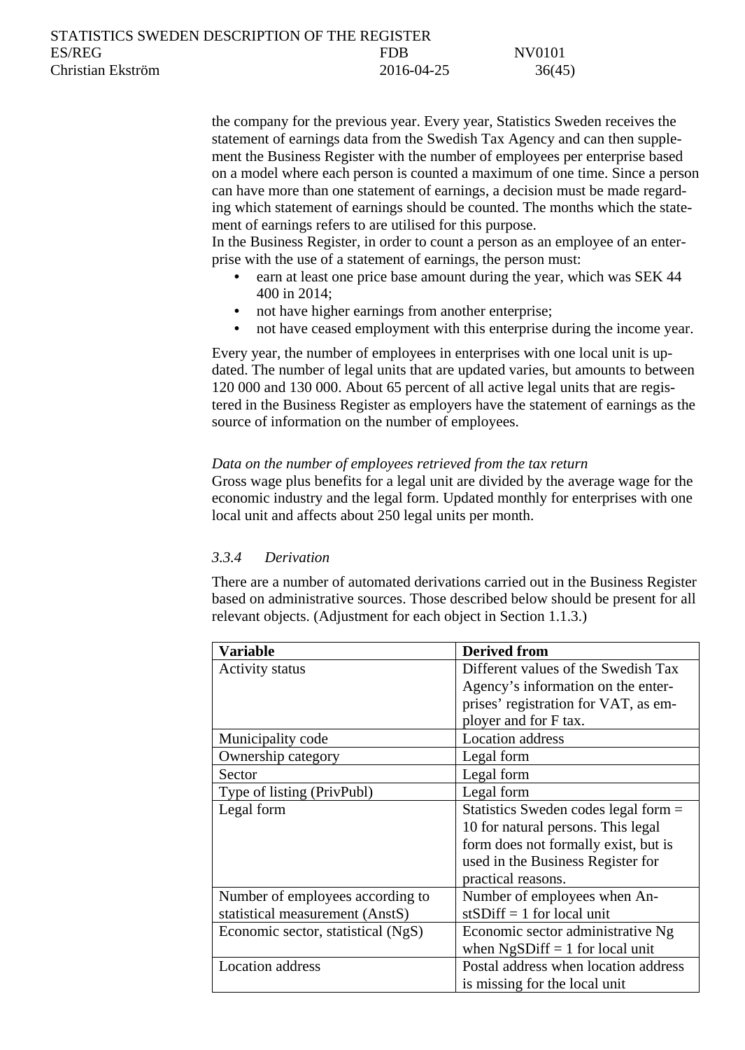the company for the previous year. Every year, Statistics Sweden receives the statement of earnings data from the Swedish Tax Agency and can then supplement the Business Register with the number of employees per enterprise based on a model where each person is counted a maximum of one time. Since a person can have more than one statement of earnings, a decision must be made regarding which statement of earnings should be counted. The months which the statement of earnings refers to are utilised for this purpose.
In the Business Register, in order to count a person as an employee of an enterprise with the use of a statement of earnings, the person must:

- earn at least one price base amount during the year, which was SEK 44 400 in 2014;
- not have higher earnings from another enterprise;
- not have ceased employment with this enterprise during the income year.

Every year, the number of employees in enterprises with one local unit is updated. The number of legal units that are updated varies, but amounts to between 120 000 and 130 000. About 65 percent of all active legal units that are registered in the Business Register as employers have the statement of earnings as the source of information on the number of employees.

*Data on the number of employees retrieved from the tax return*
Gross wage plus benefits for a legal unit are divided by the average wage for the economic industry and the legal form. Updated monthly for enterprises with one local unit and affects about 250 legal units per month.

### *3.3.4 Derivation*

There are a number of automated derivations carried out in the Business Register based on administrative sources. Those described below should be present for all relevant objects. (Adjustment for each object in Section 1.1.3.)

| **Variable** | **Derived from** |
|---|---|
| Activity status | Different values of the Swedish Tax Agency's information on the enterprises' registration for VAT, as employer and for F tax. |
| Municipality code | Location address |
| Ownership category | Legal form |
| Sector | Legal form |
| Type of listing (PrivPubl) | Legal form |
| Legal form | Statistics Sweden codes legal form = 10 for natural persons. This legal form does not formally exist, but is used in the Business Register for practical reasons. |
| Number of employees according to statistical measurement (AnstS) | Number of employees when AnstSDiff = 1 for local unit |
| Economic sector, statistical (NgS) | Economic sector administrative Ng when NgSDiff = 1 for local unit |
| Location address | Postal address when location address is missing for the local unit |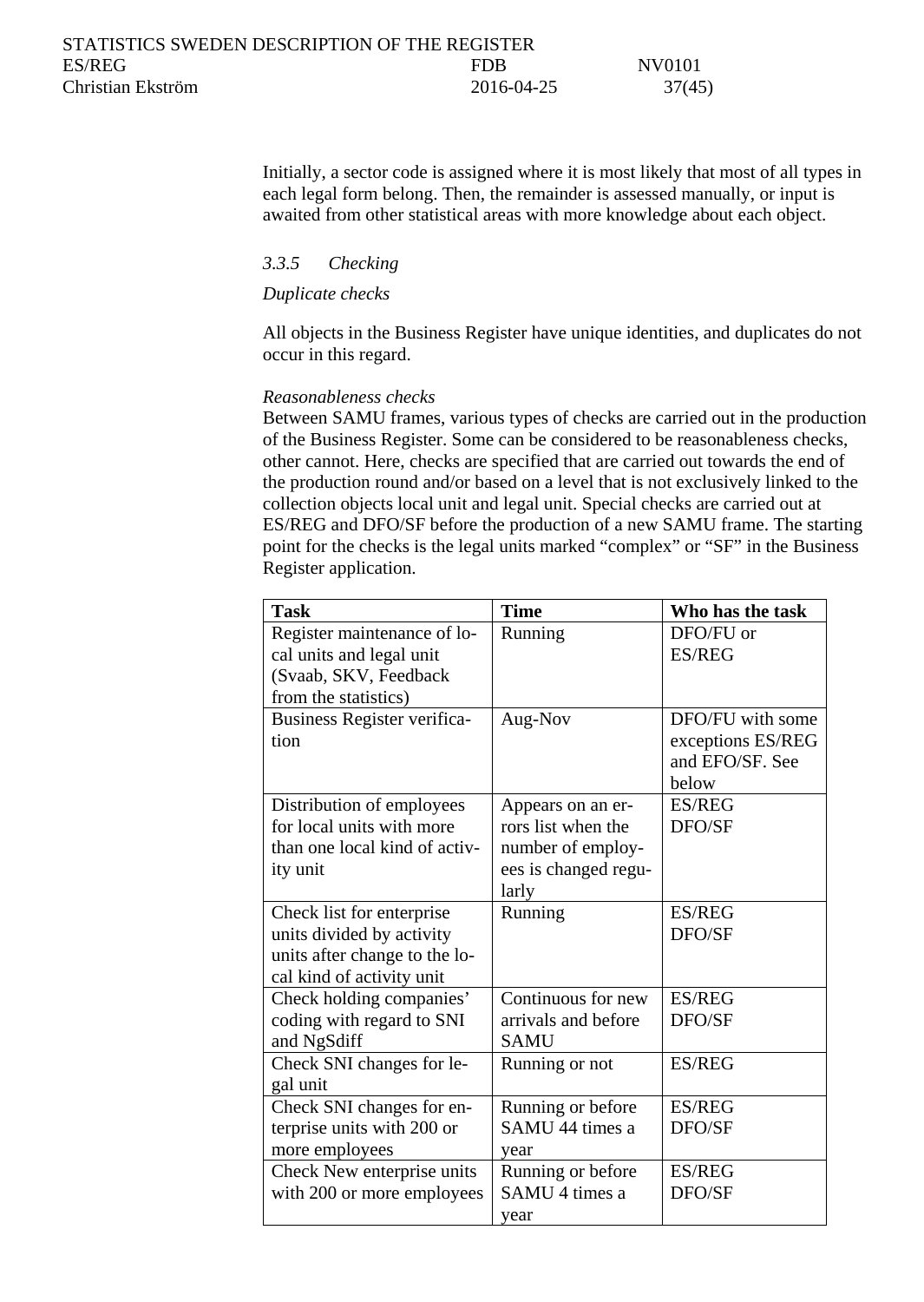Initially, a sector code is assigned where it is most likely that most of all types in each legal form belong. Then, the remainder is assessed manually, or input is awaited from other statistical areas with more knowledge about each object.

### *3.3.5 Checking*

*Duplicate checks*

All objects in the Business Register have unique identities, and duplicates do not occur in this regard.

*Reasonableness checks*

Between SAMU frames, various types of checks are carried out in the production of the Business Register. Some can be considered to be reasonableness checks, other cannot. Here, checks are specified that are carried out towards the end of the production round and/or based on a level that is not exclusively linked to the collection objects local unit and legal unit. Special checks are carried out at ES/REG and DFO/SF before the production of a new SAMU frame. The starting point for the checks is the legal units marked "complex" or "SF" in the Business Register application.

| **Task** | **Time** | **Who has the task** |
|---|---|---|
| Register maintenance of local units and legal unit (Svaab, SKV, Feedback from the statistics) | Running | DFO/FU or ES/REG |
| Business Register verification | Aug-Nov | DFO/FU with some exceptions ES/REG and EFO/SF. See below |
| Distribution of employees for local units with more than one local kind of activity unit | Appears on an errors list when the number of employees is changed regularly | ES/REG DFO/SF |
| Check list for enterprise units divided by activity units after change to the local kind of activity unit | Running | ES/REG DFO/SF |
| Check holding companies' coding with regard to SNI and NgSdiff | Continuous for new arrivals and before SAMU | ES/REG DFO/SF |
| Check SNI changes for legal unit | Running or not | ES/REG |
| Check SNI changes for enterprise units with 200 or more employees | Running or before SAMU 44 times a year | ES/REG DFO/SF |
| Check New enterprise units with 200 or more employees | Running or before SAMU 4 times a year | ES/REG DFO/SF |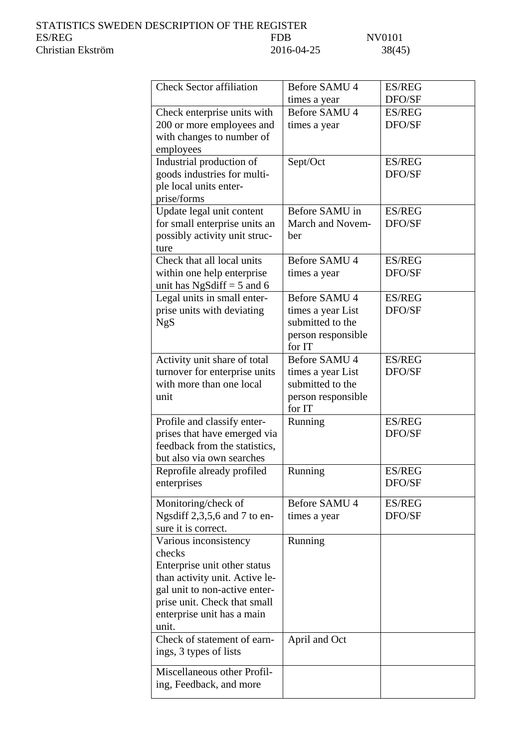| | | |
|---|---|---|
| Check Sector affiliation | Before SAMU 4 times a year | ES/REG DFO/SF |
| Check enterprise units with 200 or more employees and with changes to number of employees | Before SAMU 4 times a year | ES/REG DFO/SF |
| Industrial production of goods industries for multiple local units enterprise/forms | Sept/Oct | ES/REG DFO/SF |
| Update legal unit content for small enterprise units an possibly activity unit structure | Before SAMU in March and November | ES/REG DFO/SF |
| Check that all local units within one help enterprise unit has NgSdiff = 5 and 6 | Before SAMU 4 times a year | ES/REG DFO/SF |
| Legal units in small enterprise units with deviating NgS | Before SAMU 4 times a year List submitted to the person responsible for IT | ES/REG DFO/SF |
| Activity unit share of total turnover for enterprise units with more than one local unit | Before SAMU 4 times a year List submitted to the person responsible for IT | ES/REG DFO/SF |
| Profile and classify enterprises that have emerged via feedback from the statistics, but also via own searches | Running | ES/REG DFO/SF |
| Reprofile already profiled enterprises | Running | ES/REG DFO/SF |
| Monitoring/check of Ngsdiff 2,3,5,6 and 7 to ensure it is correct. | Before SAMU 4 times a year | ES/REG DFO/SF |
| Various inconsistency checks Enterprise unit other status than activity unit. Active legal unit to non-active enterprise unit. Check that small enterprise unit has a main unit. | Running | |
| Check of statement of earnings, 3 types of lists | April and Oct | |
| Miscellaneous other Profiling, Feedback, and more | | |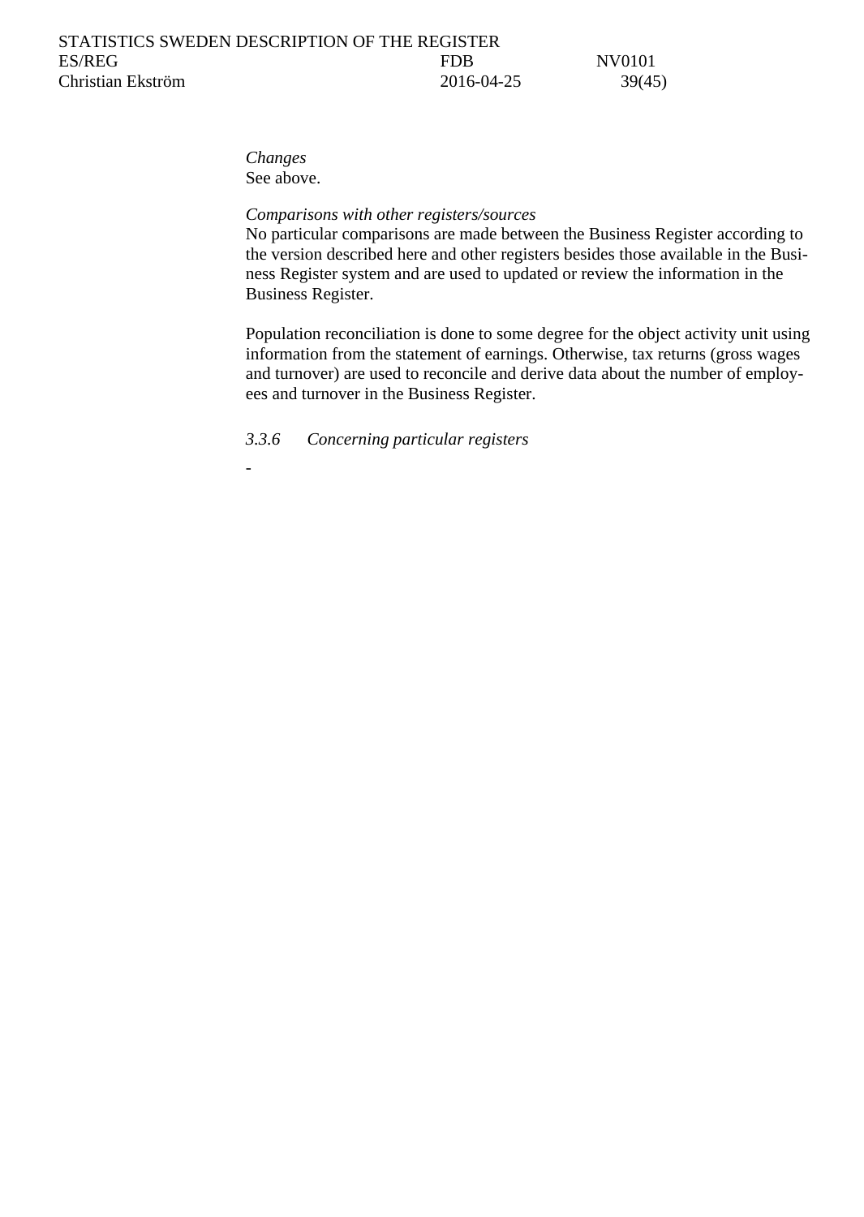*Changes*
See above.

*Comparisons with other registers/sources*
No particular comparisons are made between the Business Register according to the version described here and other registers besides those available in the Business Register system and are used to updated or review the information in the Business Register.

Population reconciliation is done to some degree for the object activity unit using information from the statement of earnings. Otherwise, tax returns (gross wages and turnover) are used to reconcile and derive data about the number of employees and turnover in the Business Register.

### *3.3.6 Concerning particular registers*

-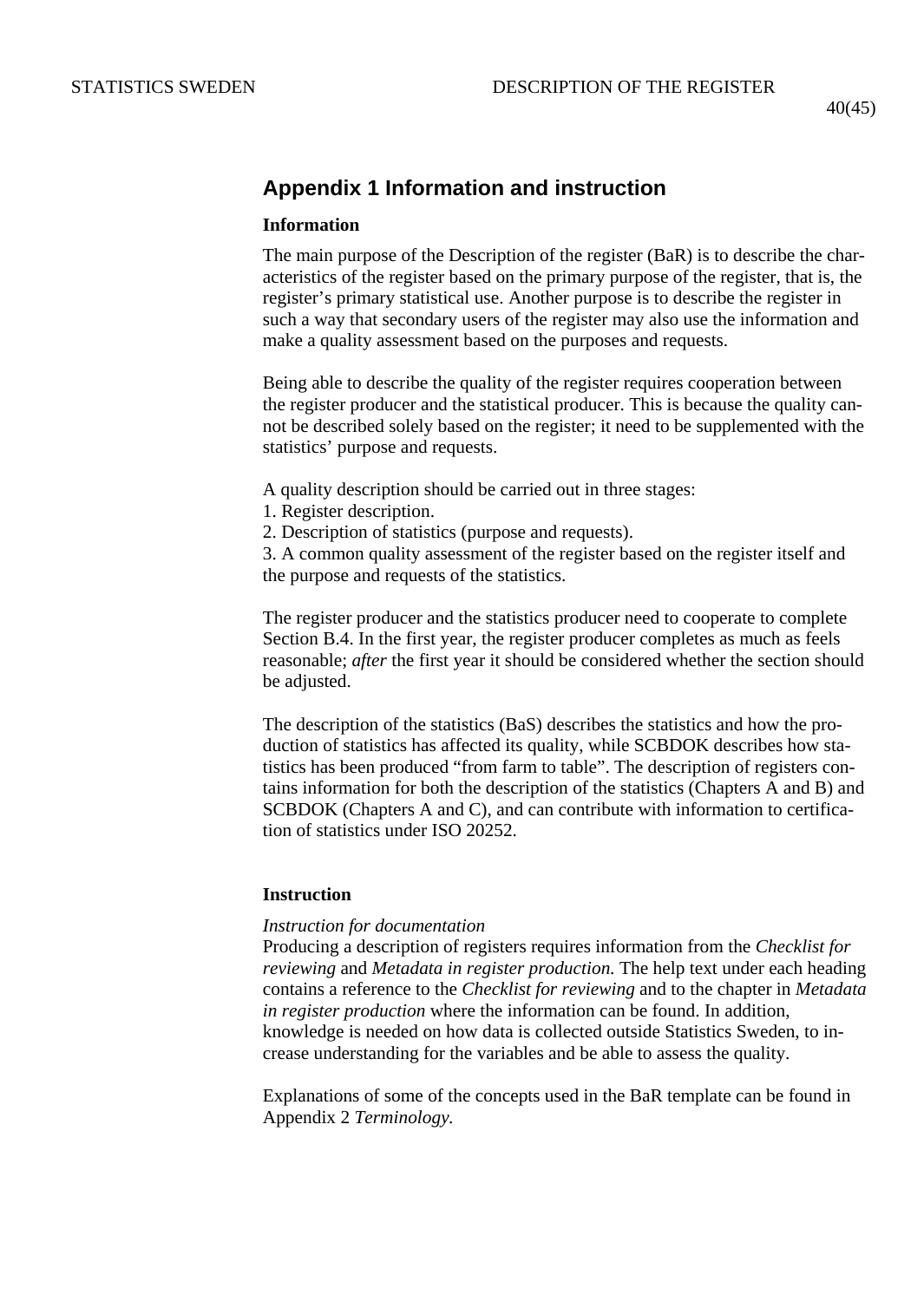# Appendix 1 Information and instruction

**Information**

The main purpose of the Description of the register (BaR) is to describe the characteristics of the register based on the primary purpose of the register, that is, the register's primary statistical use. Another purpose is to describe the register in such a way that secondary users of the register may also use the information and make a quality assessment based on the purposes and requests.

Being able to describe the quality of the register requires cooperation between the register producer and the statistical producer. This is because the quality cannot be described solely based on the register; it need to be supplemented with the statistics' purpose and requests.

A quality description should be carried out in three stages:
1. Register description.
2. Description of statistics (purpose and requests).
3. A common quality assessment of the register based on the register itself and the purpose and requests of the statistics.

The register producer and the statistics producer need to cooperate to complete Section B.4. In the first year, the register producer completes as much as feels reasonable; *after* the first year it should be considered whether the section should be adjusted.

The description of the statistics (BaS) describes the statistics and how the production of statistics has affected its quality, while SCBDOK describes how statistics has been produced "from farm to table". The description of registers contains information for both the description of the statistics (Chapters A and B) and SCBDOK (Chapters A and C), and can contribute with information to certification of statistics under ISO 20252.

**Instruction**

*Instruction for documentation*
Producing a description of registers requires information from the *Checklist for reviewing* and *Metadata in register production.* The help text under each heading contains a reference to the *Checklist for reviewing* and to the chapter in *Metadata in register production* where the information can be found. In addition, knowledge is needed on how data is collected outside Statistics Sweden, to increase understanding for the variables and be able to assess the quality.

Explanations of some of the concepts used in the BaR template can be found in Appendix 2 *Terminology.*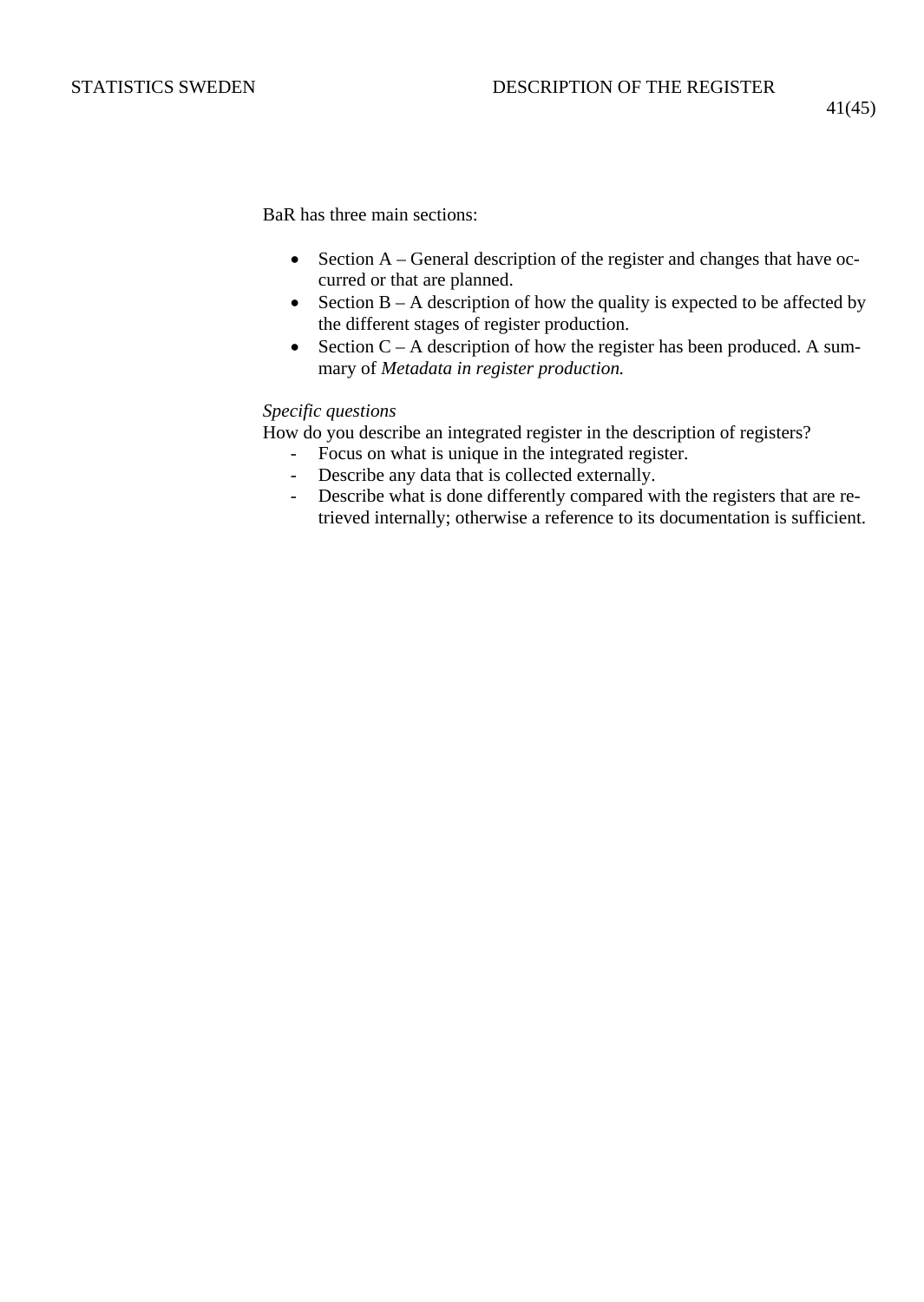BaR has three main sections:

- Section A – General description of the register and changes that have occurred or that are planned.
- Section B – A description of how the quality is expected to be affected by the different stages of register production.
- Section C – A description of how the register has been produced. A summary of *Metadata in register production.*

*Specific questions*

How do you describe an integrated register in the description of registers?

- Focus on what is unique in the integrated register.
- Describe any data that is collected externally.
- Describe what is done differently compared with the registers that are retrieved internally; otherwise a reference to its documentation is sufficient.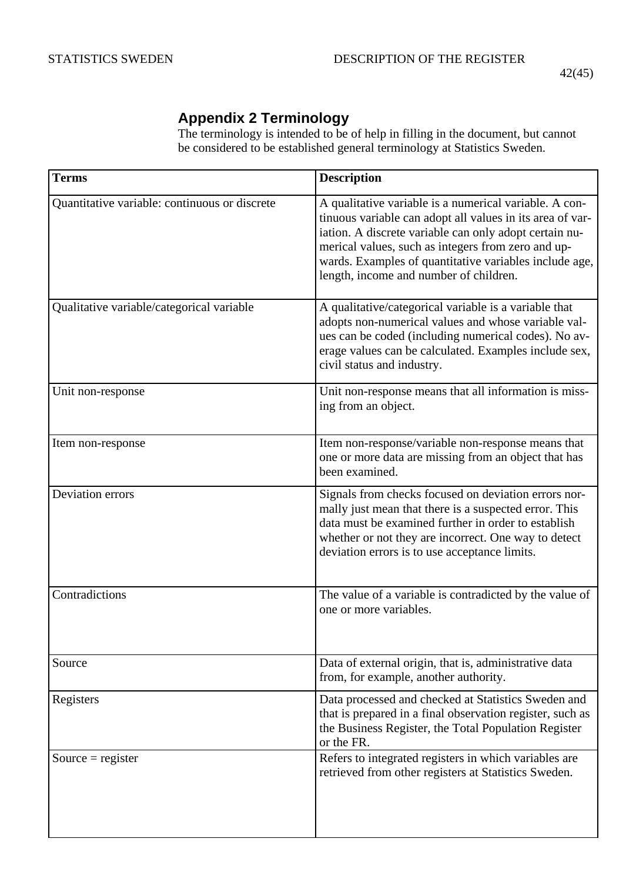## Appendix 2 Terminology

The terminology is intended to be of help in filling in the document, but cannot be considered to be established general terminology at Statistics Sweden.

| Terms | Description |
|---|---|
| Quantitative variable: continuous or discrete | A qualitative variable is a numerical variable. A continuous variable can adopt all values in its area of variation. A discrete variable can only adopt certain numerical values, such as integers from zero and upwards. Examples of quantitative variables include age, length, income and number of children. |
| Qualitative variable/categorical variable | A qualitative/categorical variable is a variable that adopts non-numerical values and whose variable values can be coded (including numerical codes). No average values can be calculated. Examples include sex, civil status and industry. |
| Unit non-response | Unit non-response means that all information is missing from an object. |
| Item non-response | Item non-response/variable non-response means that one or more data are missing from an object that has been examined. |
| Deviation errors | Signals from checks focused on deviation errors normally just mean that there is a suspected error. This data must be examined further in order to establish whether or not they are incorrect. One way to detect deviation errors is to use acceptance limits. |
| Contradictions | The value of a variable is contradicted by the value of one or more variables. |
| Source | Data of external origin, that is, administrative data from, for example, another authority. |
| Registers | Data processed and checked at Statistics Sweden and that is prepared in a final observation register, such as the Business Register, the Total Population Register or the FR. |
| Source = register | Refers to integrated registers in which variables are retrieved from other registers at Statistics Sweden. |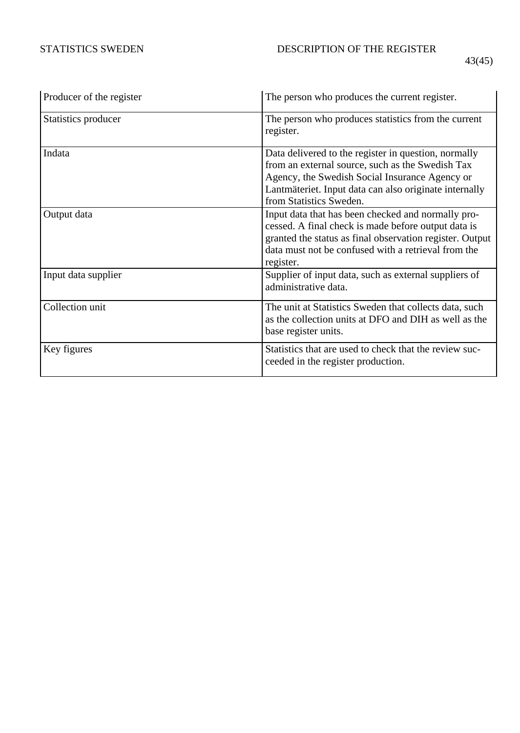| Producer of the register | The person who produces the current register. |
|---|---|
| Statistics producer | The person who produces statistics from the current register. |
| Indata | Data delivered to the register in question, normally from an external source, such as the Swedish Tax Agency, the Swedish Social Insurance Agency or Lantmäteriet. Input data can also originate internally from Statistics Sweden. |
| Output data | Input data that has been checked and normally processed. A final check is made before output data is granted the status as final observation register. Output data must not be confused with a retrieval from the register. |
| Input data supplier | Supplier of input data, such as external suppliers of administrative data. |
| Collection unit | The unit at Statistics Sweden that collects data, such as the collection units at DFO and DIH as well as the base register units. |
| Key figures | Statistics that are used to check that the review succeeded in the register production. |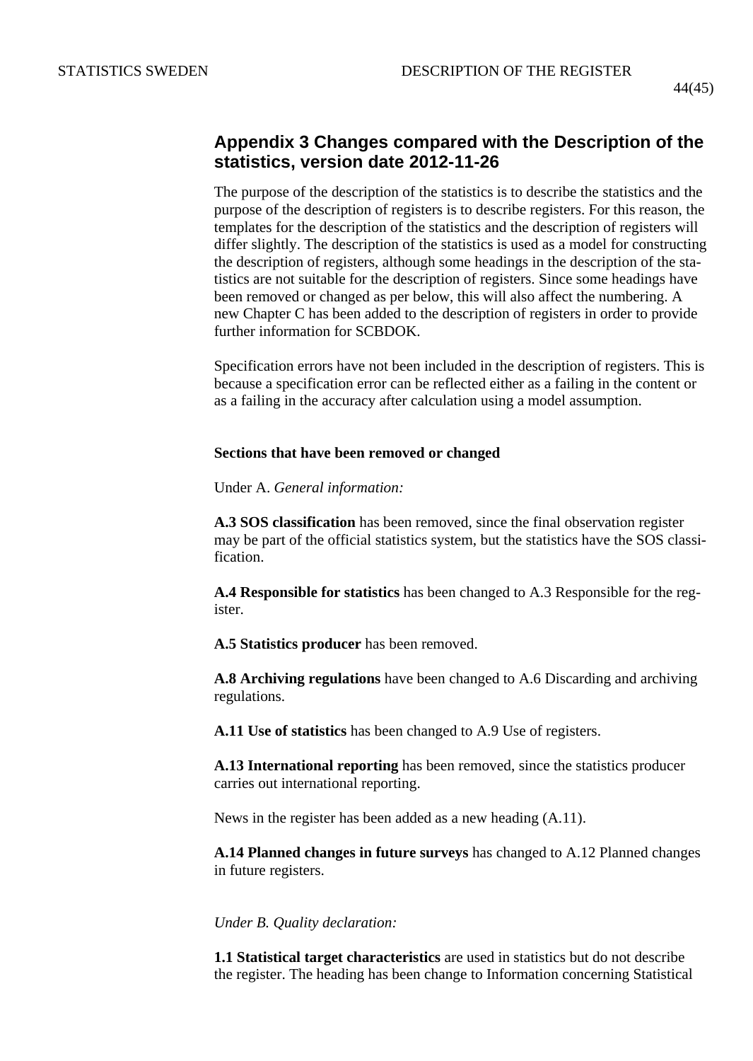## Appendix 3 Changes compared with the Description of the statistics, version date 2012-11-26

The purpose of the description of the statistics is to describe the statistics and the purpose of the description of registers is to describe registers. For this reason, the templates for the description of the statistics and the description of registers will differ slightly. The description of the statistics is used as a model for constructing the description of registers, although some headings in the description of the statistics are not suitable for the description of registers. Since some headings have been removed or changed as per below, this will also affect the numbering. A new Chapter C has been added to the description of registers in order to provide further information for SCBDOK.

Specification errors have not been included in the description of registers. This is because a specification error can be reflected either as a failing in the content or as a failing in the accuracy after calculation using a model assumption.

**Sections that have been removed or changed**

Under A. *General information:*

**A.3 SOS classification** has been removed, since the final observation register may be part of the official statistics system, but the statistics have the SOS classification.

**A.4 Responsible for statistics** has been changed to A.3 Responsible for the register.

**A.5 Statistics producer** has been removed.

**A.8 Archiving regulations** have been changed to A.6 Discarding and archiving regulations.

**A.11 Use of statistics** has been changed to A.9 Use of registers.

**A.13 International reporting** has been removed, since the statistics producer carries out international reporting.

News in the register has been added as a new heading (A.11).

**A.14 Planned changes in future surveys** has changed to A.12 Planned changes in future registers.

*Under B. Quality declaration:*

**1.1 Statistical target characteristics** are used in statistics but do not describe the register. The heading has been change to Information concerning Statistical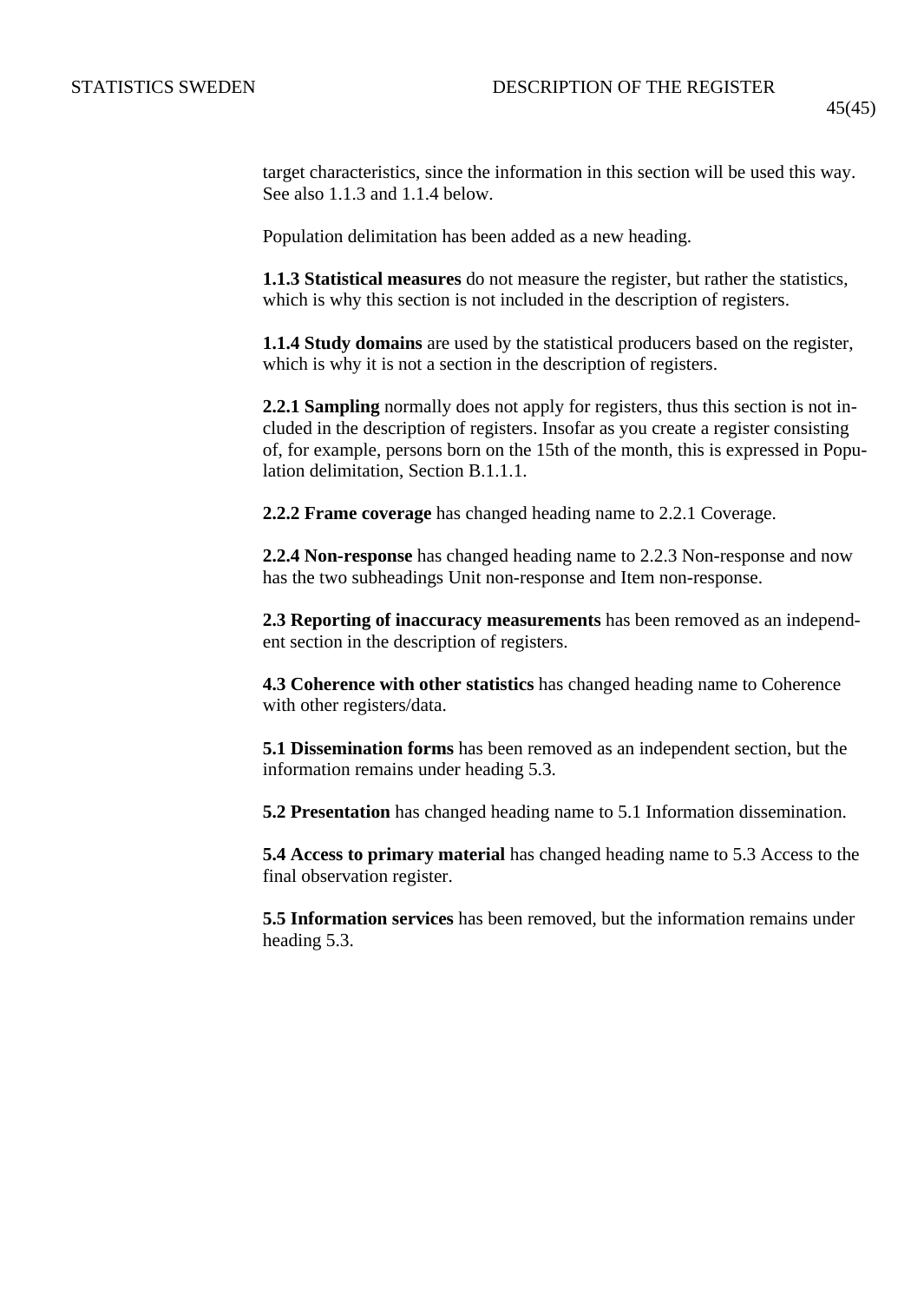target characteristics, since the information in this section will be used this way. See also 1.1.3 and 1.1.4 below.

Population delimitation has been added as a new heading.

**1.1.3 Statistical measures** do not measure the register, but rather the statistics, which is why this section is not included in the description of registers.

**1.1.4 Study domains** are used by the statistical producers based on the register, which is why it is not a section in the description of registers.

**2.2.1 Sampling** normally does not apply for registers, thus this section is not included in the description of registers. Insofar as you create a register consisting of, for example, persons born on the 15th of the month, this is expressed in Population delimitation, Section B.1.1.1.

**2.2.2 Frame coverage** has changed heading name to 2.2.1 Coverage.

**2.2.4 Non-response** has changed heading name to 2.2.3 Non-response and now has the two subheadings Unit non-response and Item non-response.

**2.3 Reporting of inaccuracy measurements** has been removed as an independent section in the description of registers.

**4.3 Coherence with other statistics** has changed heading name to Coherence with other registers/data.

**5.1 Dissemination forms** has been removed as an independent section, but the information remains under heading 5.3.

**5.2 Presentation** has changed heading name to 5.1 Information dissemination.

**5.4 Access to primary material** has changed heading name to 5.3 Access to the final observation register.

**5.5 Information services** has been removed, but the information remains under heading 5.3.